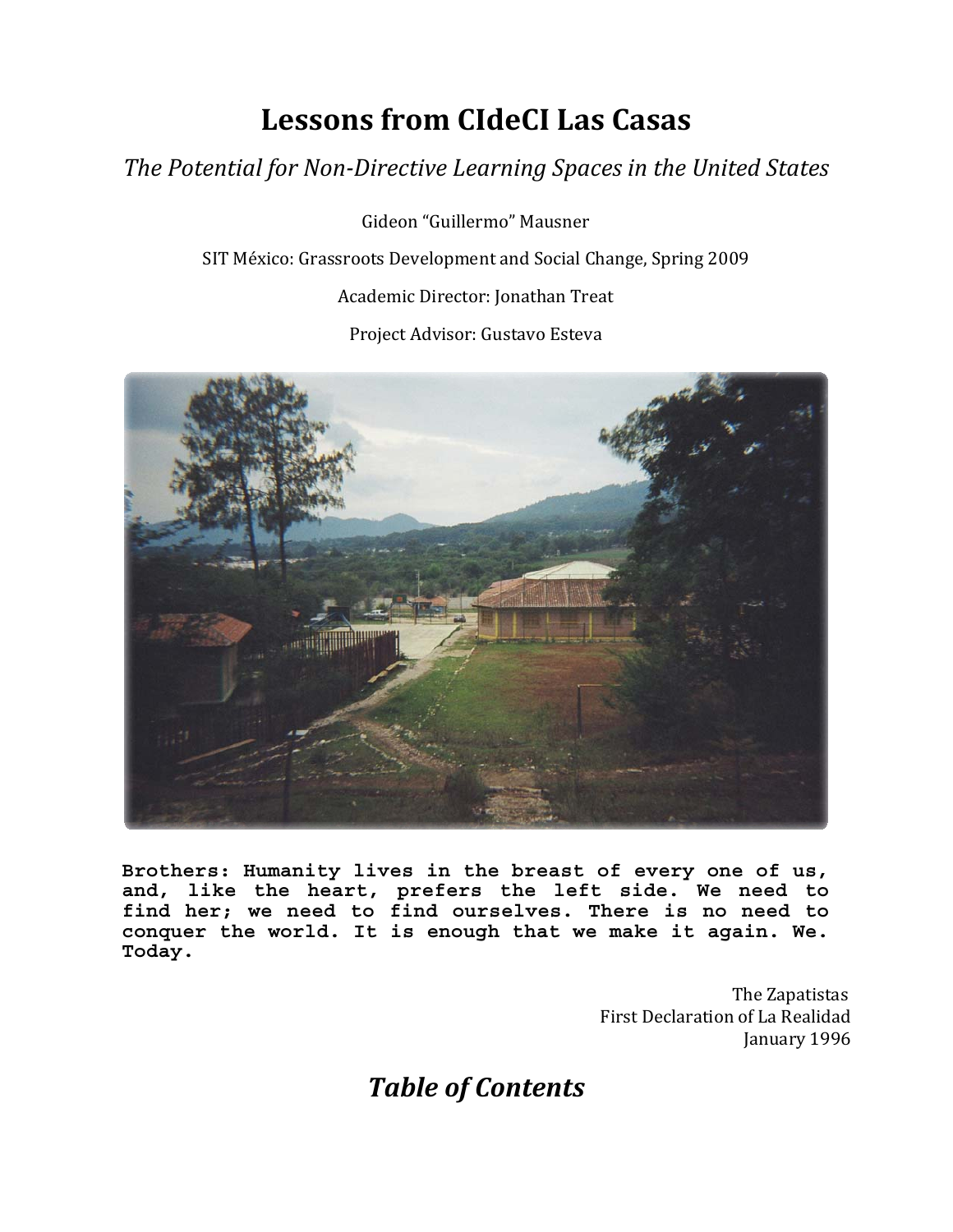# Lessons from CIdeCI Las Casas

*The Potential for Non-Directive Learning Spaces in the United States*

Gideon "Guillermo" Mausner

SIT México: Grassroots Development and Social Change, Spring 2009

Academic Director: Jonathan Treat

Project Advisor: Gustavo Esteva

**Brothers: Humanity lives in the breast of every one of us, and, like the heart, prefers the left side. We need to find her; we need to find ourselves. There is no need to conquer the world. It is enough that we make it again. We. Today.**

The Zapatistas
First Declaration of La Realidad
January 1996

## *Table of Contents*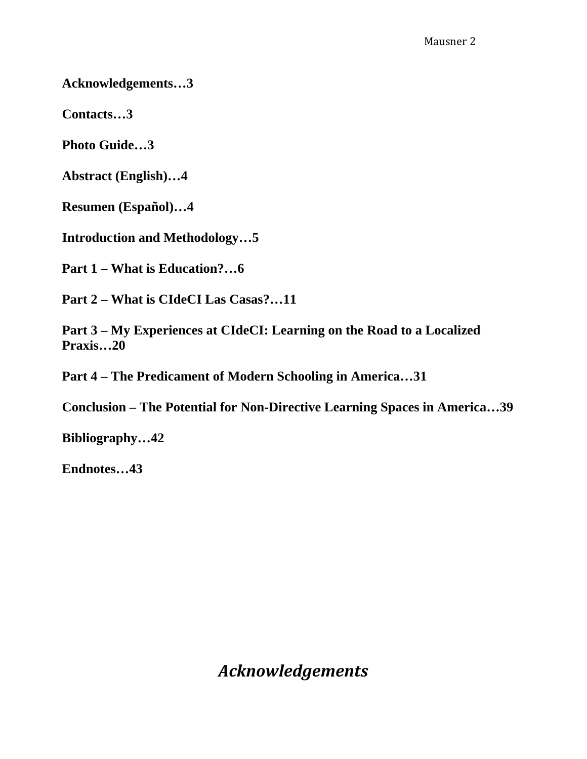**Acknowledgements…3**

**Contacts…3**

**Photo Guide…3**

**Abstract (English)…4**

**Resumen (Español)…4**

**Introduction and Methodology…5**

**Part 1 – What is Education?…6**

**Part 2 – What is CIdeCI Las Casas?…11**

**Part 3 – My Experiences at CIdeCI: Learning on the Road to a Localized Praxis…20**

**Part 4 – The Predicament of Modern Schooling in America…31**

**Conclusion – The Potential for Non-Directive Learning Spaces in America…39**

**Bibliography…42**

**Endnotes…43**

## *Acknowledgements*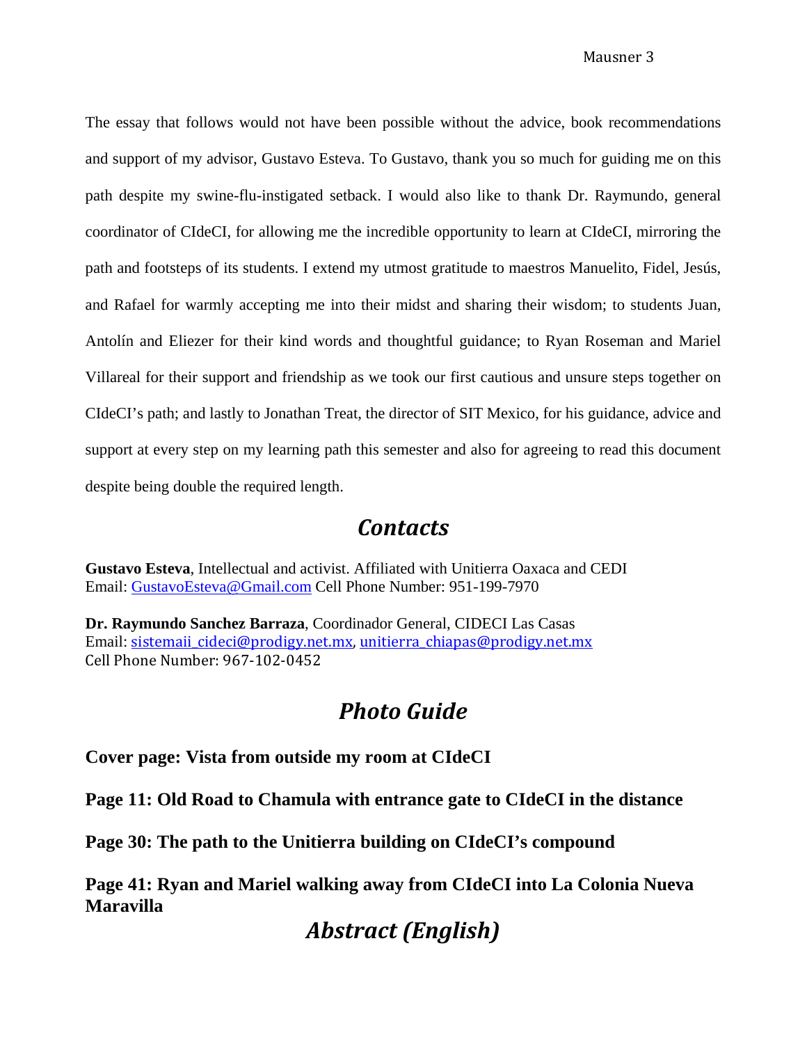The essay that follows would not have been possible without the advice, book recommendations and support of my advisor, Gustavo Esteva. To Gustavo, thank you so much for guiding me on this path despite my swine-flu-instigated setback. I would also like to thank Dr. Raymundo, general coordinator of CIdeCI, for allowing me the incredible opportunity to learn at CIdeCI, mirroring the path and footsteps of its students. I extend my utmost gratitude to maestros Manuelito, Fidel, Jesús, and Rafael for warmly accepting me into their midst and sharing their wisdom; to students Juan, Antolín and Eliezer for their kind words and thoughtful guidance; to Ryan Roseman and Mariel Villareal for their support and friendship as we took our first cautious and unsure steps together on CIdeCI's path; and lastly to Jonathan Treat, the director of SIT Mexico, for his guidance, advice and support at every step on my learning path this semester and also for agreeing to read this document despite being double the required length.

## *Contacts*

**Gustavo Esteva**, Intellectual and activist. Affiliated with Unitierra Oaxaca and CEDI
Email: GustavoEsteva@Gmail.com Cell Phone Number: 951-199-7970

**Dr. Raymundo Sanchez Barraza**, Coordinador General, CIDECI Las Casas
Email: sistemaii_cideci@prodigy.net.mx, unitierra_chiapas@prodigy.net.mx
Cell Phone Number: 967-102-0452

## *Photo Guide*

**Cover page: Vista from outside my room at CIdeCI**

**Page 11: Old Road to Chamula with entrance gate to CIdeCI in the distance**

**Page 30: The path to the Unitierra building on CIdeCI's compound**

**Page 41: Ryan and Mariel walking away from CIdeCI into La Colonia Nueva Maravilla**

## *Abstract (English)*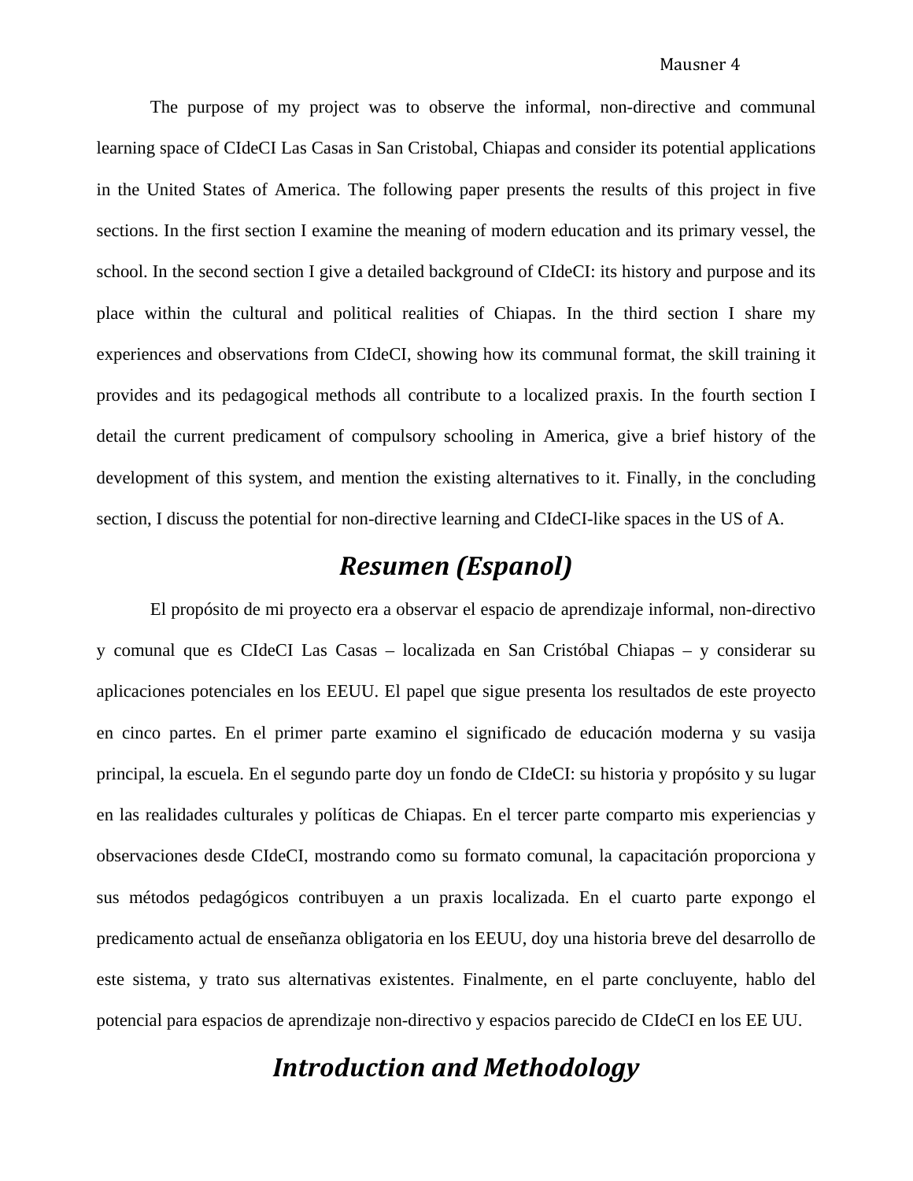The purpose of my project was to observe the informal, non-directive and communal learning space of CIdeCI Las Casas in San Cristobal, Chiapas and consider its potential applications in the United States of America. The following paper presents the results of this project in five sections. In the first section I examine the meaning of modern education and its primary vessel, the school. In the second section I give a detailed background of CIdeCI: its history and purpose and its place within the cultural and political realities of Chiapas. In the third section I share my experiences and observations from CIdeCI, showing how its communal format, the skill training it provides and its pedagogical methods all contribute to a localized praxis. In the fourth section I detail the current predicament of compulsory schooling in America, give a brief history of the development of this system, and mention the existing alternatives to it. Finally, in the concluding section, I discuss the potential for non-directive learning and CIdeCI-like spaces in the US of A.

## *Resumen (Espanol)*

El propósito de mi proyecto era a observar el espacio de aprendizaje informal, non-directivo y comunal que es CIdeCI Las Casas – localizada en San Cristóbal Chiapas – y considerar su aplicaciones potenciales en los EEUU. El papel que sigue presenta los resultados de este proyecto en cinco partes. En el primer parte examino el significado de educación moderna y su vasija principal, la escuela. En el segundo parte doy un fondo de CIdeCI: su historia y propósito y su lugar en las realidades culturales y políticas de Chiapas. En el tercer parte comparto mis experiencias y observaciones desde CIdeCI, mostrando como su formato comunal, la capacitación proporciona y sus métodos pedagógicos contribuyen a un praxis localizada. En el cuarto parte expongo el predicamento actual de enseñanza obligatoria en los EEUU, doy una historia breve del desarrollo de este sistema, y trato sus alternativas existentes. Finalmente, en el parte concluyente, hablo del potencial para espacios de aprendizaje non-directivo y espacios parecido de CIdeCI en los EE UU.

## *Introduction and Methodology*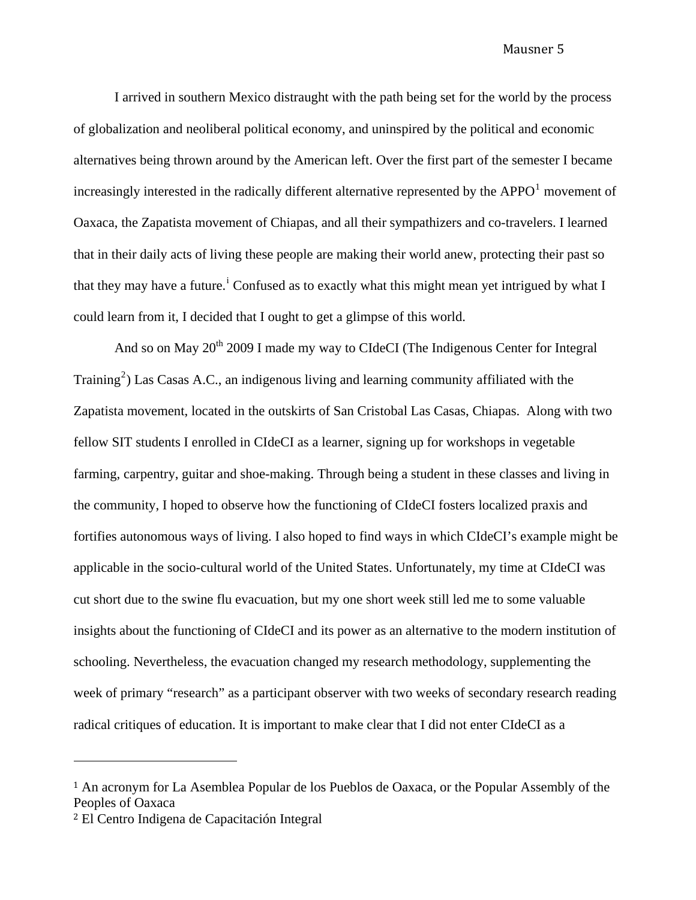I arrived in southern Mexico distraught with the path being set for the world by the process of globalization and neoliberal political economy, and uninspired by the political and economic alternatives being thrown around by the American left. Over the first part of the semester I became increasingly interested in the radically different alternative represented by the APPO[1] movement of Oaxaca, the Zapatista movement of Chiapas, and all their sympathizers and co-travelers. I learned that in their daily acts of living these people are making their world anew, protecting their past so that they may have a future.[i] Confused as to exactly what this might mean yet intrigued by what I could learn from it, I decided that I ought to get a glimpse of this world.

And so on May 20th 2009 I made my way to CIdeCI (The Indigenous Center for Integral Training[2]) Las Casas A.C., an indigenous living and learning community affiliated with the Zapatista movement, located in the outskirts of San Cristobal Las Casas, Chiapas. Along with two fellow SIT students I enrolled in CIdeCI as a learner, signing up for workshops in vegetable farming, carpentry, guitar and shoe-making. Through being a student in these classes and living in the community, I hoped to observe how the functioning of CIdeCI fosters localized praxis and fortifies autonomous ways of living. I also hoped to find ways in which CIdeCI's example might be applicable in the socio-cultural world of the United States. Unfortunately, my time at CIdeCI was cut short due to the swine flu evacuation, but my one short week still led me to some valuable insights about the functioning of CIdeCI and its power as an alternative to the modern institution of schooling. Nevertheless, the evacuation changed my research methodology, supplementing the week of primary "research" as a participant observer with two weeks of secondary research reading radical critiques of education. It is important to make clear that I did not enter CIdeCI as a

---

[1] An acronym for La Asemblea Popular de los Pueblos de Oaxaca, or the Popular Assembly of the Peoples of Oaxaca

[2] El Centro Indigena de Capacitación Integral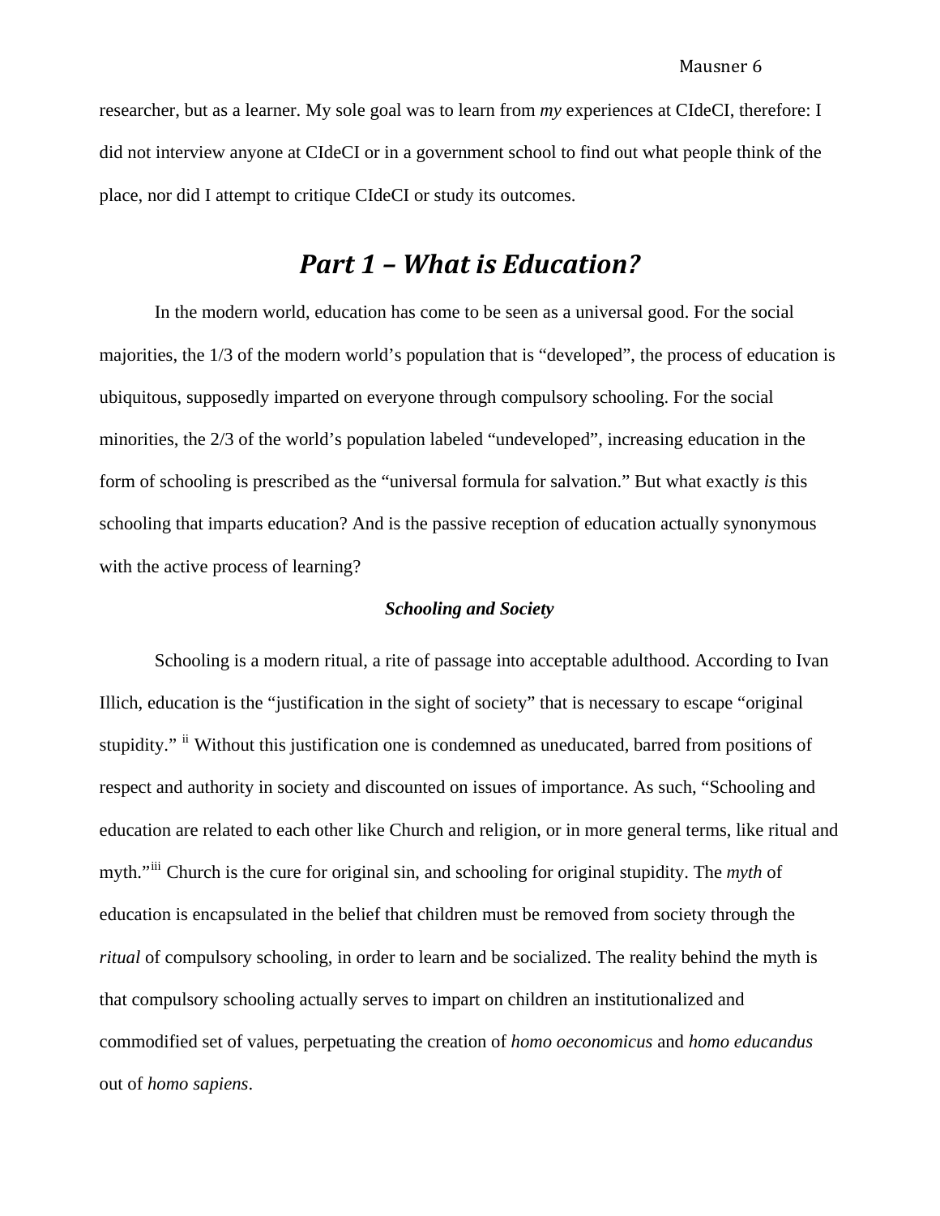researcher, but as a learner. My sole goal was to learn from *my* experiences at CIdeCI, therefore: I did not interview anyone at CIdeCI or in a government school to find out what people think of the place, nor did I attempt to critique CIdeCI or study its outcomes.

# *Part 1 – What is Education?*

In the modern world, education has come to be seen as a universal good. For the social majorities, the 1/3 of the modern world's population that is "developed", the process of education is ubiquitous, supposedly imparted on everyone through compulsory schooling. For the social minorities, the 2/3 of the world's population labeled "undeveloped", increasing education in the form of schooling is prescribed as the "universal formula for salvation." But what exactly *is* this schooling that imparts education? And is the passive reception of education actually synonymous with the active process of learning?

### *Schooling and Society*

Schooling is a modern ritual, a rite of passage into acceptable adulthood. According to Ivan Illich, education is the "justification in the sight of society" that is necessary to escape "original stupidity." [ii] Without this justification one is condemned as uneducated, barred from positions of respect and authority in society and discounted on issues of importance. As such, "Schooling and education are related to each other like Church and religion, or in more general terms, like ritual and myth."[iii] Church is the cure for original sin, and schooling for original stupidity. The *myth* of education is encapsulated in the belief that children must be removed from society through the *ritual* of compulsory schooling, in order to learn and be socialized. The reality behind the myth is that compulsory schooling actually serves to impart on children an institutionalized and commodified set of values, perpetuating the creation of *homo oeconomicus* and *homo educandus* out of *homo sapiens*.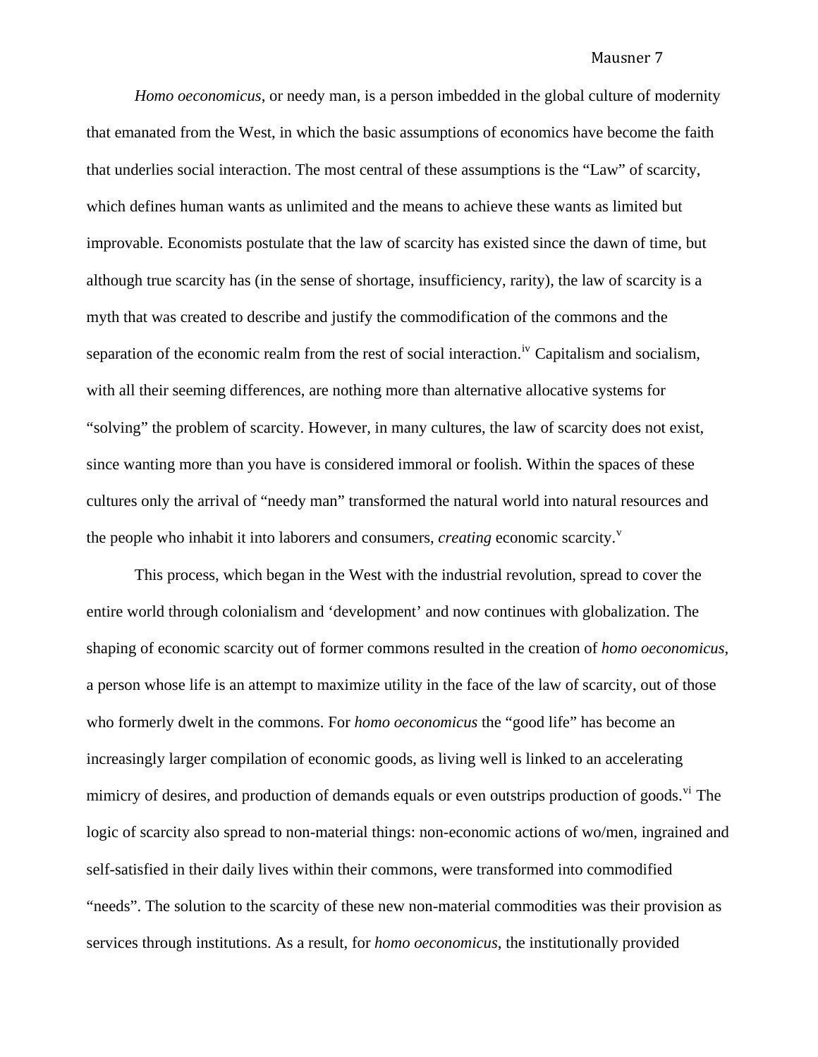*Homo oeconomicus*, or needy man, is a person imbedded in the global culture of modernity that emanated from the West, in which the basic assumptions of economics have become the faith that underlies social interaction. The most central of these assumptions is the "Law" of scarcity, which defines human wants as unlimited and the means to achieve these wants as limited but improvable. Economists postulate that the law of scarcity has existed since the dawn of time, but although true scarcity has (in the sense of shortage, insufficiency, rarity), the law of scarcity is a myth that was created to describe and justify the commodification of the commons and the separation of the economic realm from the rest of social interaction.[iv] Capitalism and socialism, with all their seeming differences, are nothing more than alternative allocative systems for "solving" the problem of scarcity. However, in many cultures, the law of scarcity does not exist, since wanting more than you have is considered immoral or foolish. Within the spaces of these cultures only the arrival of "needy man" transformed the natural world into natural resources and the people who inhabit it into laborers and consumers, *creating* economic scarcity.[v]

This process, which began in the West with the industrial revolution, spread to cover the entire world through colonialism and 'development' and now continues with globalization. The shaping of economic scarcity out of former commons resulted in the creation of *homo oeconomicus*, a person whose life is an attempt to maximize utility in the face of the law of scarcity, out of those who formerly dwelt in the commons. For *homo oeconomicus* the "good life" has become an increasingly larger compilation of economic goods, as living well is linked to an accelerating mimicry of desires, and production of demands equals or even outstrips production of goods.[vi] The logic of scarcity also spread to non-material things: non-economic actions of wo/men, ingrained and self-satisfied in their daily lives within their commons, were transformed into commodified "needs". The solution to the scarcity of these new non-material commodities was their provision as services through institutions. As a result, for *homo oeconomicus*, the institutionally provided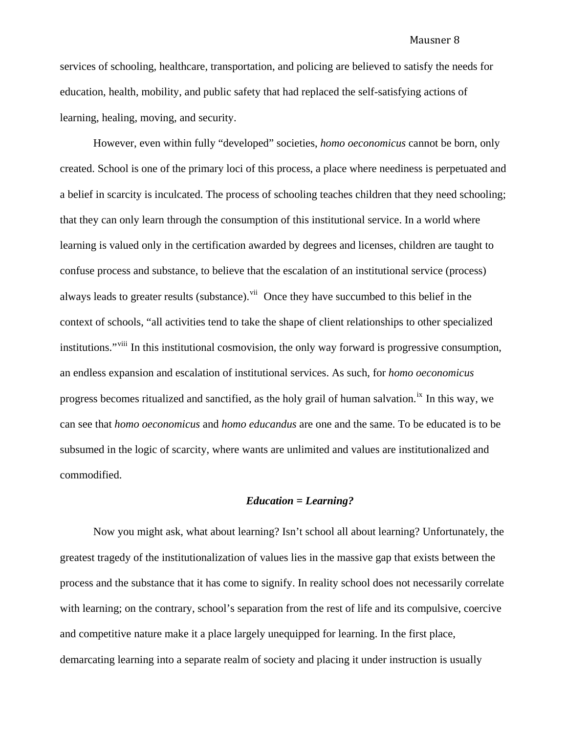services of schooling, healthcare, transportation, and policing are believed to satisfy the needs for education, health, mobility, and public safety that had replaced the self-satisfying actions of learning, healing, moving, and security.

However, even within fully "developed" societies, *homo oeconomicus* cannot be born, only created. School is one of the primary loci of this process, a place where neediness is perpetuated and a belief in scarcity is inculcated. The process of schooling teaches children that they need schooling; that they can only learn through the consumption of this institutional service. In a world where learning is valued only in the certification awarded by degrees and licenses, children are taught to confuse process and substance, to believe that the escalation of an institutional service (process) always leads to greater results (substance).[vii] Once they have succumbed to this belief in the context of schools, "all activities tend to take the shape of client relationships to other specialized institutions."[viii] In this institutional cosmovision, the only way forward is progressive consumption, an endless expansion and escalation of institutional services. As such, for *homo oeconomicus* progress becomes ritualized and sanctified, as the holy grail of human salvation.[ix] In this way, we can see that *homo oeconomicus* and *homo educandus* are one and the same. To be educated is to be subsumed in the logic of scarcity, where wants are unlimited and values are institutionalized and commodified.

### *Education = Learning?*

Now you might ask, what about learning? Isn't school all about learning? Unfortunately, the greatest tragedy of the institutionalization of values lies in the massive gap that exists between the process and the substance that it has come to signify. In reality school does not necessarily correlate with learning; on the contrary, school's separation from the rest of life and its compulsive, coercive and competitive nature make it a place largely unequipped for learning. In the first place, demarcating learning into a separate realm of society and placing it under instruction is usually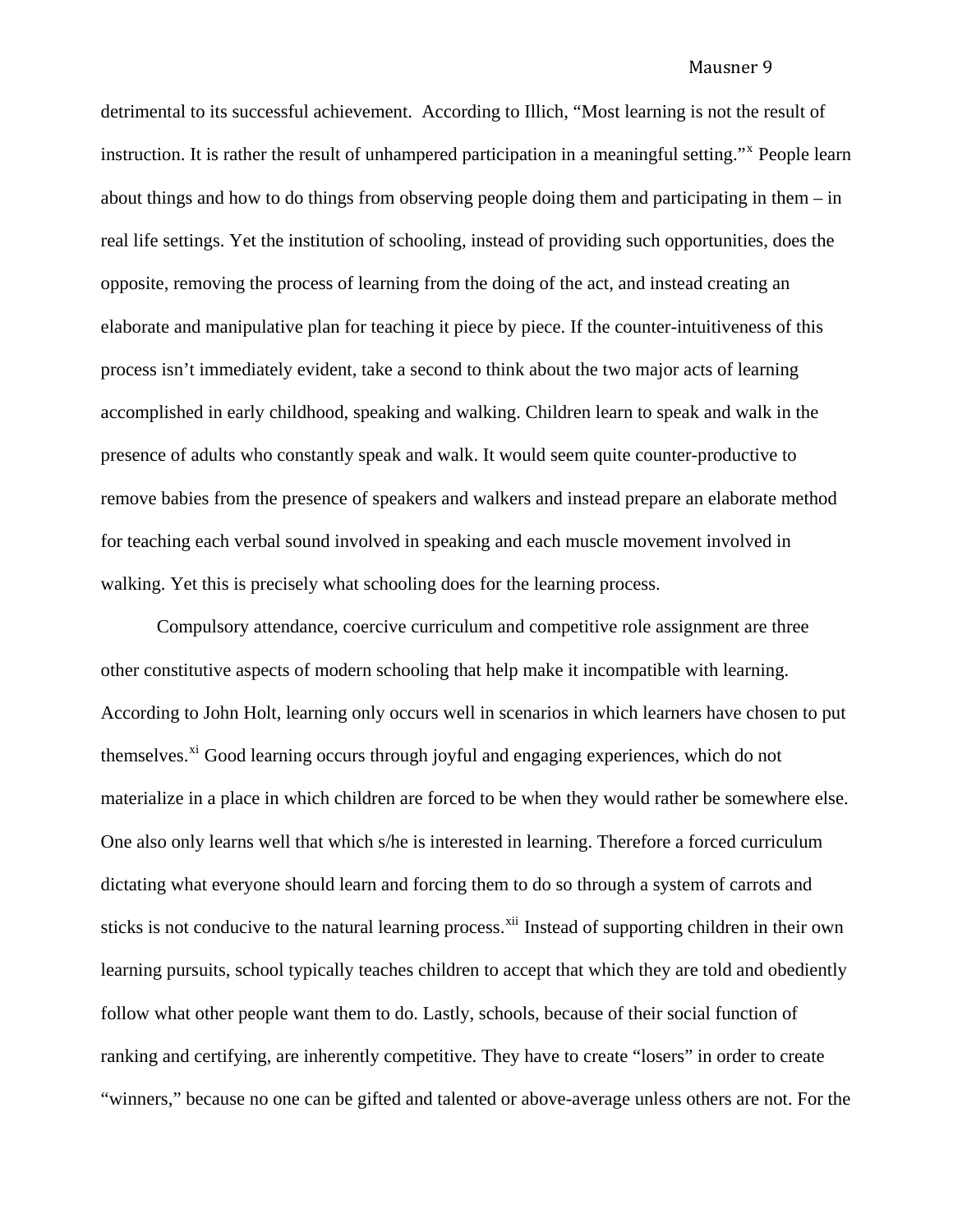detrimental to its successful achievement. According to Illich, "Most learning is not the result of instruction. It is rather the result of unhampered participation in a meaningful setting."[x] People learn about things and how to do things from observing people doing them and participating in them – in real life settings. Yet the institution of schooling, instead of providing such opportunities, does the opposite, removing the process of learning from the doing of the act, and instead creating an elaborate and manipulative plan for teaching it piece by piece. If the counter-intuitiveness of this process isn't immediately evident, take a second to think about the two major acts of learning accomplished in early childhood, speaking and walking. Children learn to speak and walk in the presence of adults who constantly speak and walk. It would seem quite counter-productive to remove babies from the presence of speakers and walkers and instead prepare an elaborate method for teaching each verbal sound involved in speaking and each muscle movement involved in walking. Yet this is precisely what schooling does for the learning process.

Compulsory attendance, coercive curriculum and competitive role assignment are three other constitutive aspects of modern schooling that help make it incompatible with learning. According to John Holt, learning only occurs well in scenarios in which learners have chosen to put themselves.[xi] Good learning occurs through joyful and engaging experiences, which do not materialize in a place in which children are forced to be when they would rather be somewhere else. One also only learns well that which s/he is interested in learning. Therefore a forced curriculum dictating what everyone should learn and forcing them to do so through a system of carrots and sticks is not conducive to the natural learning process.[xii] Instead of supporting children in their own learning pursuits, school typically teaches children to accept that which they are told and obediently follow what other people want them to do. Lastly, schools, because of their social function of ranking and certifying, are inherently competitive. They have to create "losers" in order to create "winners," because no one can be gifted and talented or above-average unless others are not. For the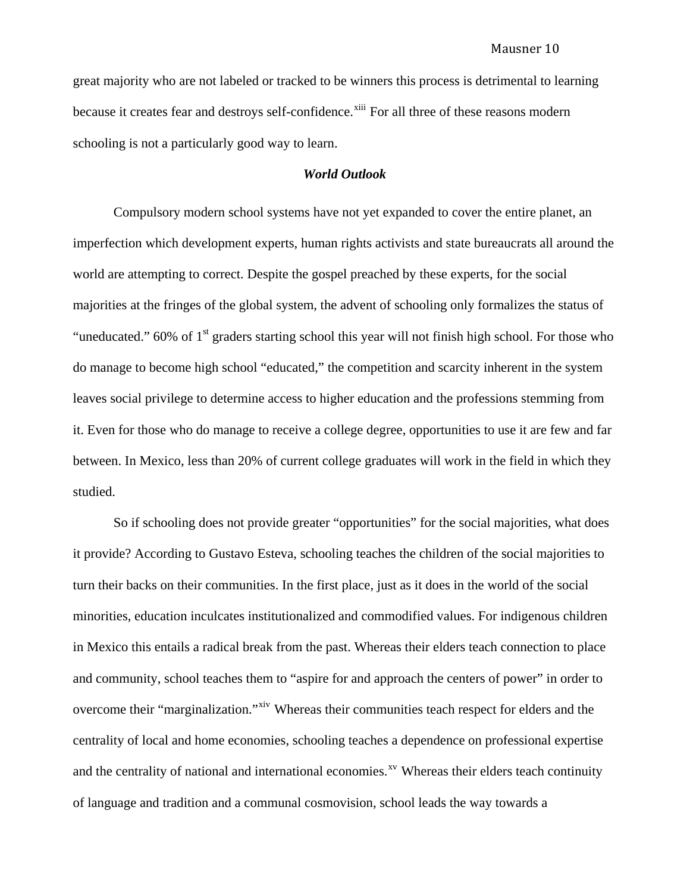great majority who are not labeled or tracked to be winners this process is detrimental to learning because it creates fear and destroys self-confidence.[xiii] For all three of these reasons modern schooling is not a particularly good way to learn.

### *World Outlook*

Compulsory modern school systems have not yet expanded to cover the entire planet, an imperfection which development experts, human rights activists and state bureaucrats all around the world are attempting to correct. Despite the gospel preached by these experts, for the social majorities at the fringes of the global system, the advent of schooling only formalizes the status of "uneducated." 60% of 1st graders starting school this year will not finish high school. For those who do manage to become high school "educated," the competition and scarcity inherent in the system leaves social privilege to determine access to higher education and the professions stemming from it. Even for those who do manage to receive a college degree, opportunities to use it are few and far between. In Mexico, less than 20% of current college graduates will work in the field in which they studied.

So if schooling does not provide greater "opportunities" for the social majorities, what does it provide? According to Gustavo Esteva, schooling teaches the children of the social majorities to turn their backs on their communities. In the first place, just as it does in the world of the social minorities, education inculcates institutionalized and commodified values. For indigenous children in Mexico this entails a radical break from the past. Whereas their elders teach connection to place and community, school teaches them to "aspire for and approach the centers of power" in order to overcome their "marginalization."[xiv] Whereas their communities teach respect for elders and the centrality of local and home economies, schooling teaches a dependence on professional expertise and the centrality of national and international economies.[xv] Whereas their elders teach continuity of language and tradition and a communal cosmovision, school leads the way towards a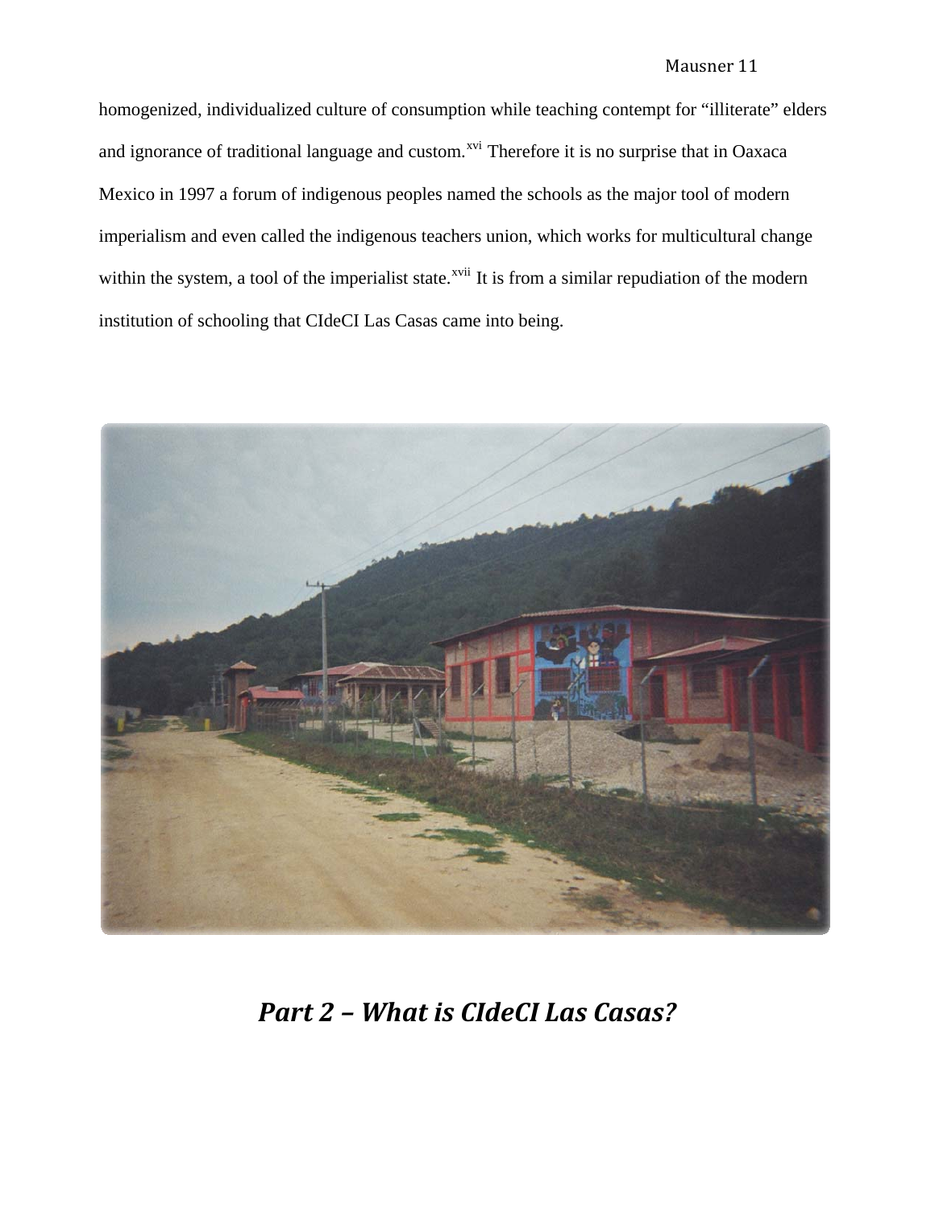homogenized, individualized culture of consumption while teaching contempt for "illiterate" elders and ignorance of traditional language and custom.[xvi] Therefore it is no surprise that in Oaxaca Mexico in 1997 a forum of indigenous peoples named the schools as the major tool of modern imperialism and even called the indigenous teachers union, which works for multicultural change within the system, a tool of the imperialist state.[xvii] It is from a similar repudiation of the modern institution of schooling that CIdeCI Las Casas came into being.

## *Part 2 – What is CIdeCI Las Casas?*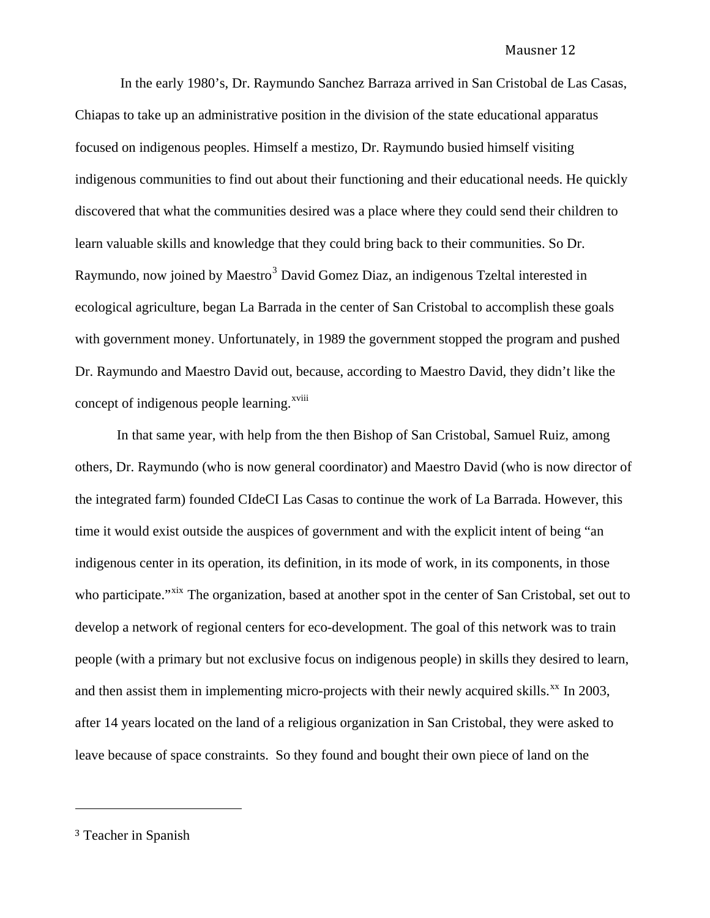In the early 1980's, Dr. Raymundo Sanchez Barraza arrived in San Cristobal de Las Casas, Chiapas to take up an administrative position in the division of the state educational apparatus focused on indigenous peoples. Himself a mestizo, Dr. Raymundo busied himself visiting indigenous communities to find out about their functioning and their educational needs. He quickly discovered that what the communities desired was a place where they could send their children to learn valuable skills and knowledge that they could bring back to their communities. So Dr. Raymundo, now joined by Maestro[3] David Gomez Diaz, an indigenous Tzeltal interested in ecological agriculture, began La Barrada in the center of San Cristobal to accomplish these goals with government money. Unfortunately, in 1989 the government stopped the program and pushed Dr. Raymundo and Maestro David out, because, according to Maestro David, they didn't like the concept of indigenous people learning.[xviii]

In that same year, with help from the then Bishop of San Cristobal, Samuel Ruiz, among others, Dr. Raymundo (who is now general coordinator) and Maestro David (who is now director of the integrated farm) founded CIdeCI Las Casas to continue the work of La Barrada. However, this time it would exist outside the auspices of government and with the explicit intent of being "an indigenous center in its operation, its definition, in its mode of work, in its components, in those who participate."[xix] The organization, based at another spot in the center of San Cristobal, set out to develop a network of regional centers for eco-development. The goal of this network was to train people (with a primary but not exclusive focus on indigenous people) in skills they desired to learn, and then assist them in implementing micro-projects with their newly acquired skills.[xx] In 2003, after 14 years located on the land of a religious organization in San Cristobal, they were asked to leave because of space constraints. So they found and bought their own piece of land on the

---

[3] Teacher in Spanish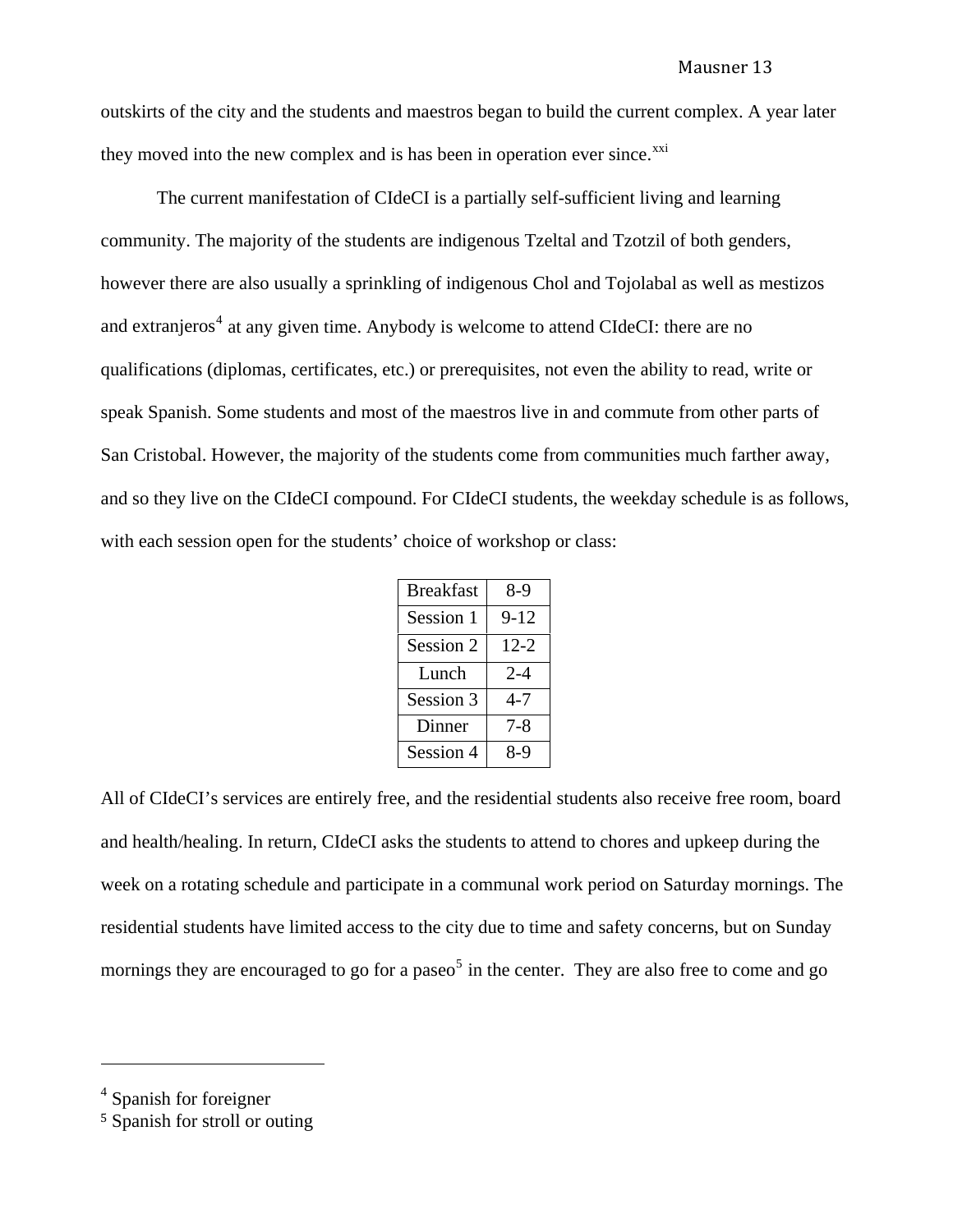outskirts of the city and the students and maestros began to build the current complex. A year later they moved into the new complex and is has been in operation ever since.[xxi]

The current manifestation of CIdeCI is a partially self-sufficient living and learning community. The majority of the students are indigenous Tzeltal and Tzotzil of both genders, however there are also usually a sprinkling of indigenous Chol and Tojolabal as well as mestizos and extranjeros[4] at any given time. Anybody is welcome to attend CIdeCI: there are no qualifications (diplomas, certificates, etc.) or prerequisites, not even the ability to read, write or speak Spanish. Some students and most of the maestros live in and commute from other parts of San Cristobal. However, the majority of the students come from communities much farther away, and so they live on the CIdeCI compound. For CIdeCI students, the weekday schedule is as follows, with each session open for the students' choice of workshop or class:

| Breakfast | 8-9 |
|---|---|
| Session 1 | 9-12 |
| Session 2 | 12-2 |
| Lunch | 2-4 |
| Session 3 | 4-7 |
| Dinner | 7-8 |
| Session 4 | 8-9 |

All of CIdeCI's services are entirely free, and the residential students also receive free room, board and health/healing. In return, CIdeCI asks the students to attend to chores and upkeep during the week on a rotating schedule and participate in a communal work period on Saturday mornings. The residential students have limited access to the city due to time and safety concerns, but on Sunday mornings they are encouraged to go for a paseo[5] in the center. They are also free to come and go

---

[4] Spanish for foreigner

[5] Spanish for stroll or outing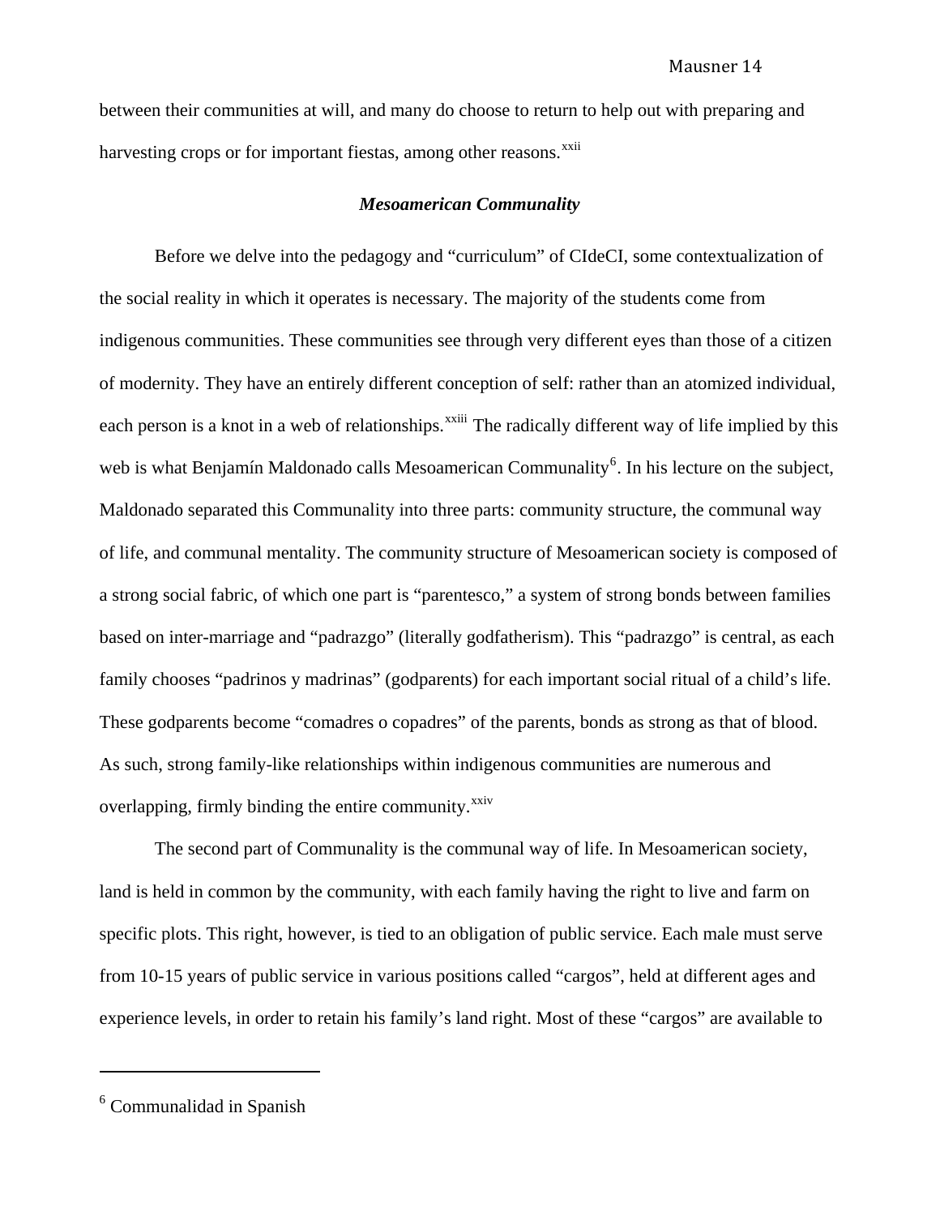between their communities at will, and many do choose to return to help out with preparing and harvesting crops or for important fiestas, among other reasons.[xxii]

### *Mesoamerican Communality*

Before we delve into the pedagogy and "curriculum" of CIdeCI, some contextualization of the social reality in which it operates is necessary. The majority of the students come from indigenous communities. These communities see through very different eyes than those of a citizen of modernity. They have an entirely different conception of self: rather than an atomized individual, each person is a knot in a web of relationships.[xxiii] The radically different way of life implied by this web is what Benjamín Maldonado calls Mesoamerican Communality[6]. In his lecture on the subject, Maldonado separated this Communality into three parts: community structure, the communal way of life, and communal mentality. The community structure of Mesoamerican society is composed of a strong social fabric, of which one part is "parentesco," a system of strong bonds between families based on inter-marriage and "padrazgo" (literally godfatherism). This "padrazgo" is central, as each family chooses "padrinos y madrinas" (godparents) for each important social ritual of a child's life. These godparents become "comadres o copadres" of the parents, bonds as strong as that of blood. As such, strong family-like relationships within indigenous communities are numerous and overlapping, firmly binding the entire community.[xxiv]

The second part of Communality is the communal way of life. In Mesoamerican society, land is held in common by the community, with each family having the right to live and farm on specific plots. This right, however, is tied to an obligation of public service. Each male must serve from 10-15 years of public service in various positions called "cargos", held at different ages and experience levels, in order to retain his family's land right. Most of these "cargos" are available to

---

[6] Communalidad in Spanish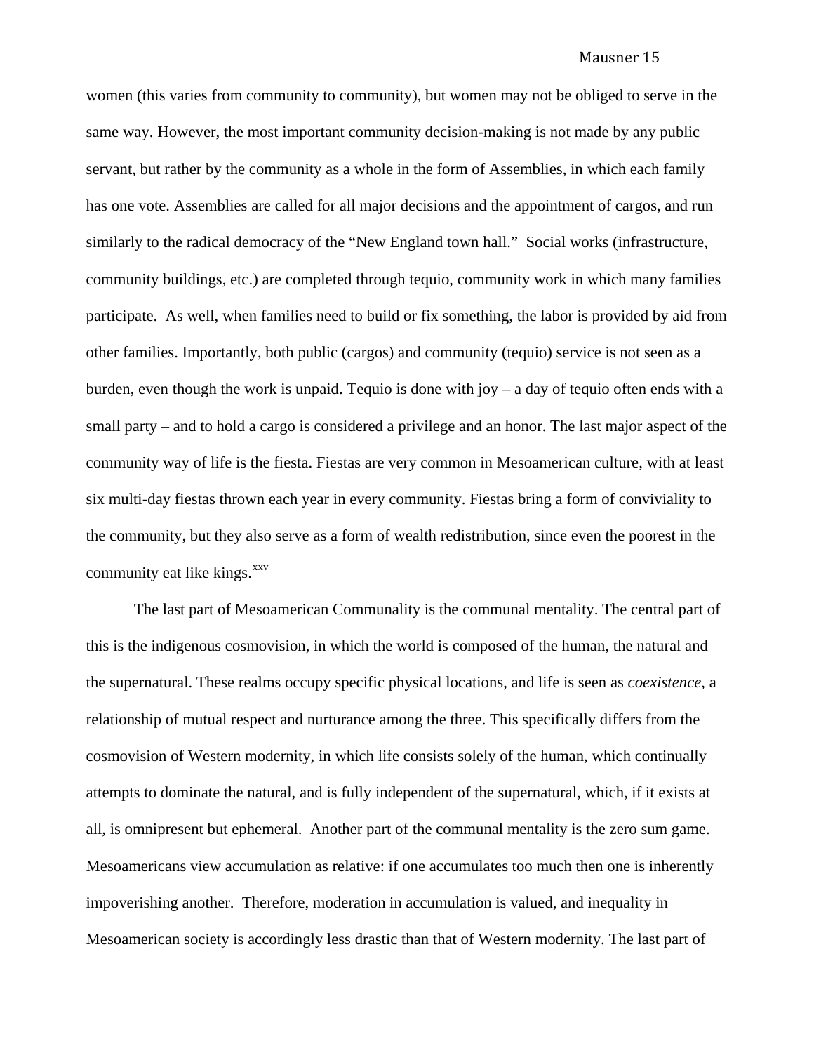women (this varies from community to community), but women may not be obliged to serve in the same way. However, the most important community decision-making is not made by any public servant, but rather by the community as a whole in the form of Assemblies, in which each family has one vote. Assemblies are called for all major decisions and the appointment of cargos, and run similarly to the radical democracy of the "New England town hall." Social works (infrastructure, community buildings, etc.) are completed through tequio, community work in which many families participate. As well, when families need to build or fix something, the labor is provided by aid from other families. Importantly, both public (cargos) and community (tequio) service is not seen as a burden, even though the work is unpaid. Tequio is done with joy – a day of tequio often ends with a small party – and to hold a cargo is considered a privilege and an honor. The last major aspect of the community way of life is the fiesta. Fiestas are very common in Mesoamerican culture, with at least six multi-day fiestas thrown each year in every community. Fiestas bring a form of conviviality to the community, but they also serve as a form of wealth redistribution, since even the poorest in the community eat like kings.[xxv]

The last part of Mesoamerican Communality is the communal mentality. The central part of this is the indigenous cosmovision, in which the world is composed of the human, the natural and the supernatural. These realms occupy specific physical locations, and life is seen as *coexistence*, a relationship of mutual respect and nurturance among the three. This specifically differs from the cosmovision of Western modernity, in which life consists solely of the human, which continually attempts to dominate the natural, and is fully independent of the supernatural, which, if it exists at all, is omnipresent but ephemeral. Another part of the communal mentality is the zero sum game. Mesoamericans view accumulation as relative: if one accumulates too much then one is inherently impoverishing another. Therefore, moderation in accumulation is valued, and inequality in Mesoamerican society is accordingly less drastic than that of Western modernity. The last part of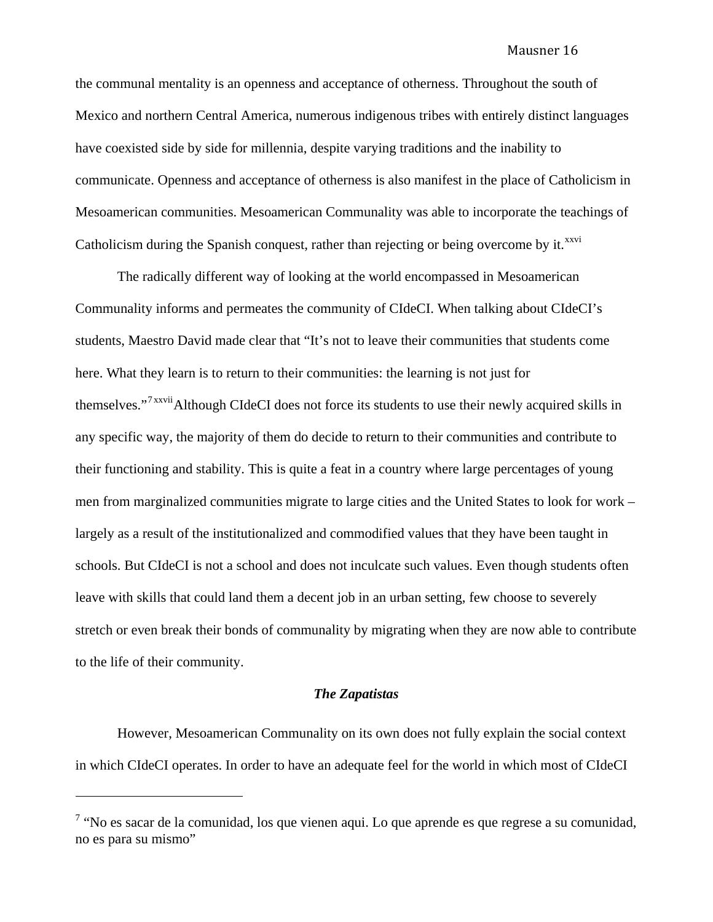the communal mentality is an openness and acceptance of otherness. Throughout the south of Mexico and northern Central America, numerous indigenous tribes with entirely distinct languages have coexisted side by side for millennia, despite varying traditions and the inability to communicate. Openness and acceptance of otherness is also manifest in the place of Catholicism in Mesoamerican communities. Mesoamerican Communality was able to incorporate the teachings of Catholicism during the Spanish conquest, rather than rejecting or being overcome by it.[xxvi]

The radically different way of looking at the world encompassed in Mesoamerican Communality informs and permeates the community of CIdeCI. When talking about CIdeCI's students, Maestro David made clear that "It's not to leave their communities that students come here. What they learn is to return to their communities: the learning is not just for themselves."[7][xxvii] Although CIdeCI does not force its students to use their newly acquired skills in any specific way, the majority of them do decide to return to their communities and contribute to their functioning and stability. This is quite a feat in a country where large percentages of young men from marginalized communities migrate to large cities and the United States to look for work – largely as a result of the institutionalized and commodified values that they have been taught in schools. But CIdeCI is not a school and does not inculcate such values. Even though students often leave with skills that could land them a decent job in an urban setting, few choose to severely stretch or even break their bonds of communality by migrating when they are now able to contribute to the life of their community.

### *The Zapatistas*

However, Mesoamerican Communality on its own does not fully explain the social context in which CIdeCI operates. In order to have an adequate feel for the world in which most of CIdeCI

---

[7] "No es sacar de la comunidad, los que vienen aqui. Lo que aprende es que regrese a su comunidad, no es para su mismo"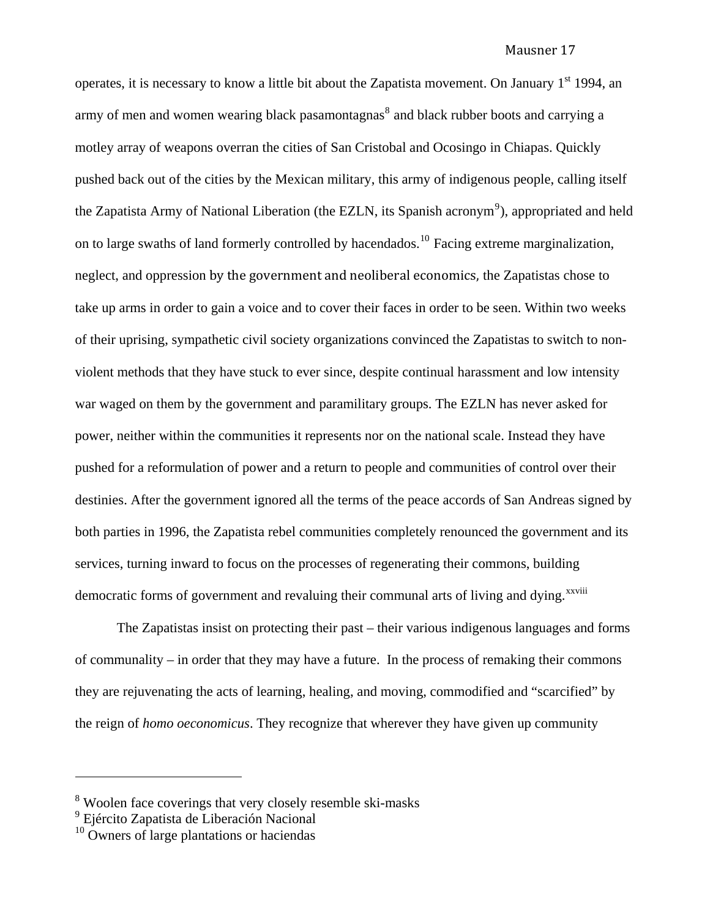operates, it is necessary to know a little bit about the Zapatista movement. On January 1st 1994, an army of men and women wearing black pasamontagnas[8] and black rubber boots and carrying a motley array of weapons overran the cities of San Cristobal and Ocosingo in Chiapas. Quickly pushed back out of the cities by the Mexican military, this army of indigenous people, calling itself the Zapatista Army of National Liberation (the EZLN, its Spanish acronym[9]), appropriated and held on to large swaths of land formerly controlled by hacendados.[10] Facing extreme marginalization, neglect, and oppression by the government and neoliberal economics, the Zapatistas chose to take up arms in order to gain a voice and to cover their faces in order to be seen. Within two weeks of their uprising, sympathetic civil society organizations convinced the Zapatistas to switch to non-violent methods that they have stuck to ever since, despite continual harassment and low intensity war waged on them by the government and paramilitary groups. The EZLN has never asked for power, neither within the communities it represents nor on the national scale. Instead they have pushed for a reformulation of power and a return to people and communities of control over their destinies. After the government ignored all the terms of the peace accords of San Andreas signed by both parties in 1996, the Zapatista rebel communities completely renounced the government and its services, turning inward to focus on the processes of regenerating their commons, building democratic forms of government and revaluing their communal arts of living and dying.[xxviii]

The Zapatistas insist on protecting their past – their various indigenous languages and forms of communality – in order that they may have a future. In the process of remaking their commons they are rejuvenating the acts of learning, healing, and moving, commodified and "scarcified" by the reign of *homo oeconomicus*. They recognize that wherever they have given up community

---

[8] Woolen face coverings that very closely resemble ski-masks

[9] Ejército Zapatista de Liberación Nacional

[10] Owners of large plantations or haciendas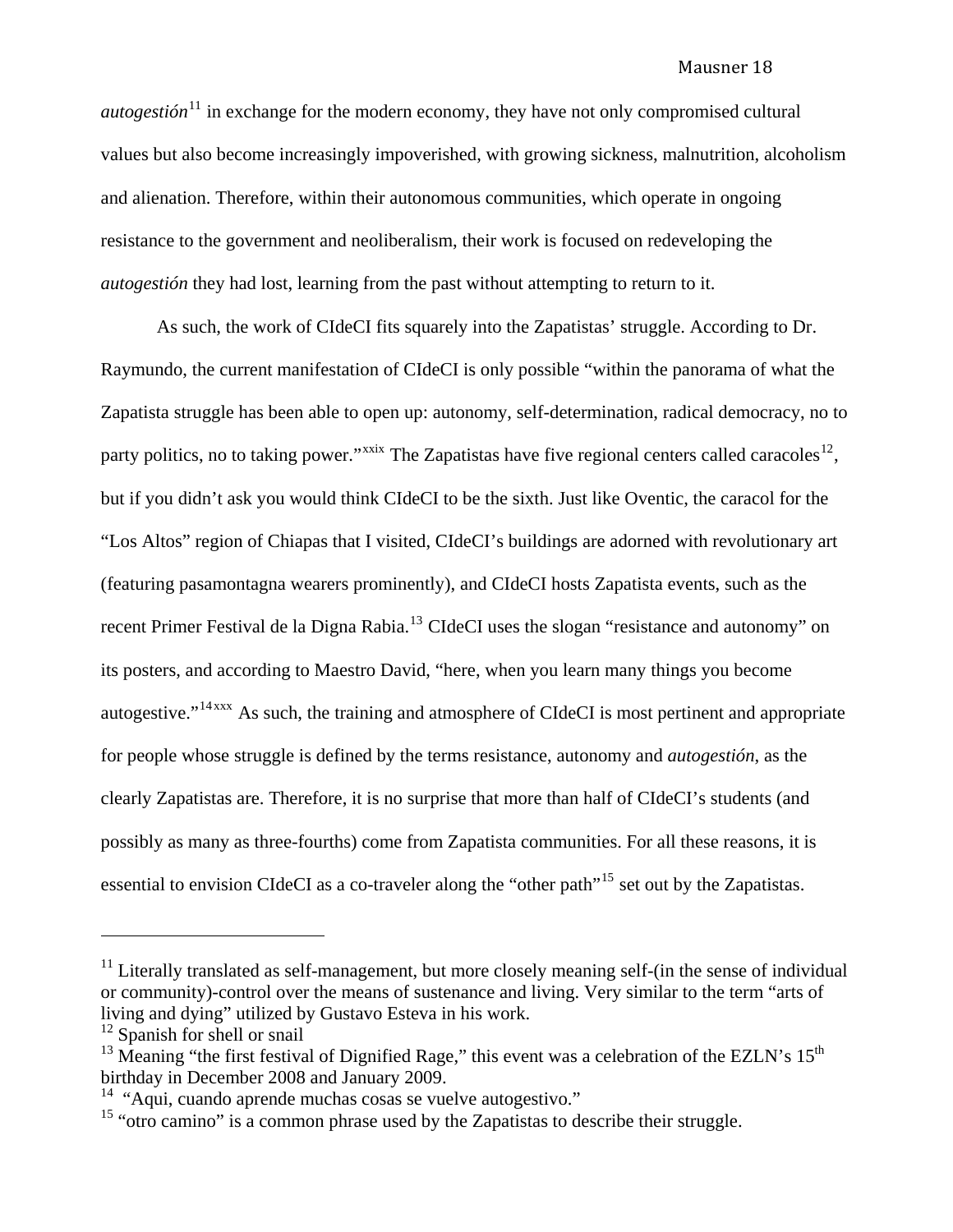*autogestión*[11] in exchange for the modern economy, they have not only compromised cultural values but also become increasingly impoverished, with growing sickness, malnutrition, alcoholism and alienation. Therefore, within their autonomous communities, which operate in ongoing resistance to the government and neoliberalism, their work is focused on redeveloping the *autogestión* they had lost, learning from the past without attempting to return to it.

As such, the work of CIdeCI fits squarely into the Zapatistas' struggle. According to Dr. Raymundo, the current manifestation of CIdeCI is only possible "within the panorama of what the Zapatista struggle has been able to open up: autonomy, self-determination, radical democracy, no to party politics, no to taking power."[xxix] The Zapatistas have five regional centers called caracoles[12], but if you didn't ask you would think CIdeCI to be the sixth. Just like Oventic, the caracol for the "Los Altos" region of Chiapas that I visited, CIdeCI's buildings are adorned with revolutionary art (featuring pasamontagna wearers prominently), and CIdeCI hosts Zapatista events, such as the recent Primer Festival de la Digna Rabia.[13] CIdeCI uses the slogan "resistance and autonomy" on its posters, and according to Maestro David, "here, when you learn many things you become autogestive."[14][xxx] As such, the training and atmosphere of CIdeCI is most pertinent and appropriate for people whose struggle is defined by the terms resistance, autonomy and *autogestión*, as the clearly Zapatistas are. Therefore, it is no surprise that more than half of CIdeCI's students (and possibly as many as three-fourths) come from Zapatista communities. For all these reasons, it is essential to envision CIdeCI as a co-traveler along the "other path"[15] set out by the Zapatistas.

---

[11] Literally translated as self-management, but more closely meaning self-(in the sense of individual or community)-control over the means of sustenance and living. Very similar to the term "arts of living and dying" utilized by Gustavo Esteva in his work.

[12] Spanish for shell or snail

[13] Meaning "the first festival of Dignified Rage," this event was a celebration of the EZLN's 15th birthday in December 2008 and January 2009.

[14] "Aqui, cuando aprende muchas cosas se vuelve autogestivo."

[15] "otro camino" is a common phrase used by the Zapatistas to describe their struggle.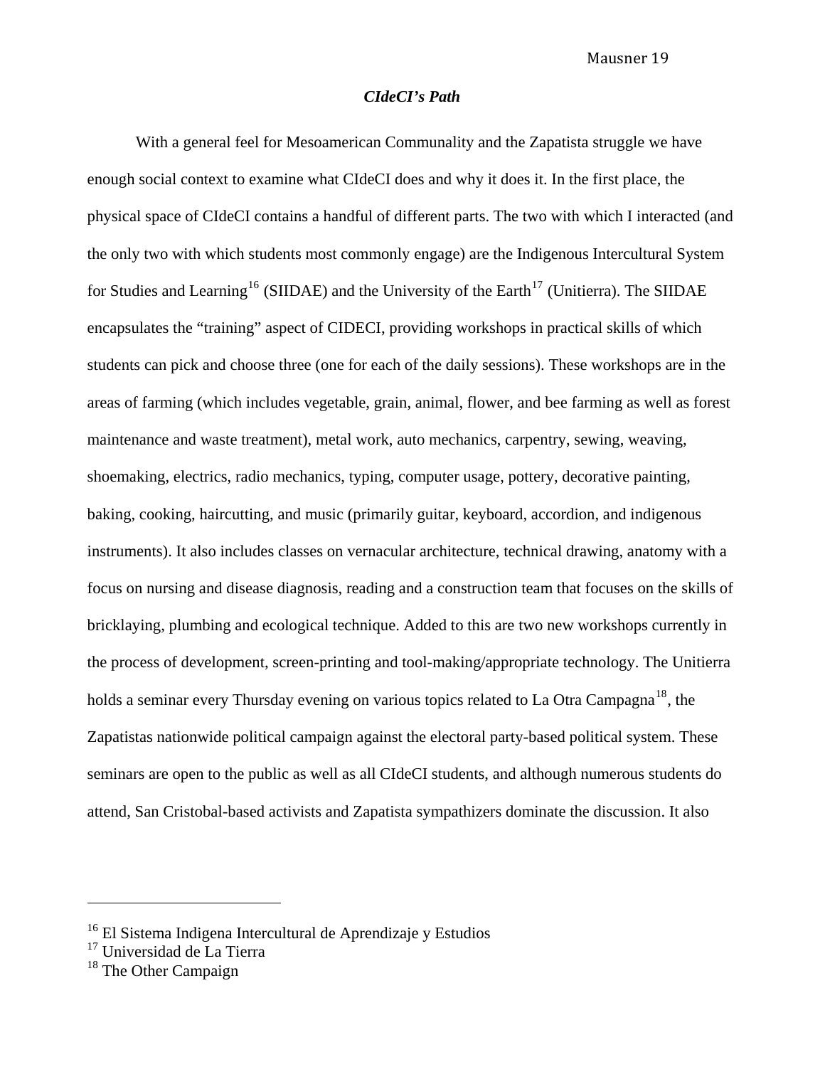### *CIdeCI's Path*

With a general feel for Mesoamerican Communality and the Zapatista struggle we have enough social context to examine what CIdeCI does and why it does it. In the first place, the physical space of CIdeCI contains a handful of different parts. The two with which I interacted (and the only two with which students most commonly engage) are the Indigenous Intercultural System for Studies and Learning[16] (SIIDAE) and the University of the Earth[17] (Unitierra). The SIIDAE encapsulates the "training" aspect of CIDECI, providing workshops in practical skills of which students can pick and choose three (one for each of the daily sessions). These workshops are in the areas of farming (which includes vegetable, grain, animal, flower, and bee farming as well as forest maintenance and waste treatment), metal work, auto mechanics, carpentry, sewing, weaving, shoemaking, electrics, radio mechanics, typing, computer usage, pottery, decorative painting, baking, cooking, haircutting, and music (primarily guitar, keyboard, accordion, and indigenous instruments). It also includes classes on vernacular architecture, technical drawing, anatomy with a focus on nursing and disease diagnosis, reading and a construction team that focuses on the skills of bricklaying, plumbing and ecological technique. Added to this are two new workshops currently in the process of development, screen-printing and tool-making/appropriate technology. The Unitierra holds a seminar every Thursday evening on various topics related to La Otra Campagna[18], the Zapatistas nationwide political campaign against the electoral party-based political system. These seminars are open to the public as well as all CIdeCI students, and although numerous students do attend, San Cristobal-based activists and Zapatista sympathizers dominate the discussion. It also

---

[16] El Sistema Indigena Intercultural de Aprendizaje y Estudios
[17] Universidad de La Tierra
[18] The Other Campaign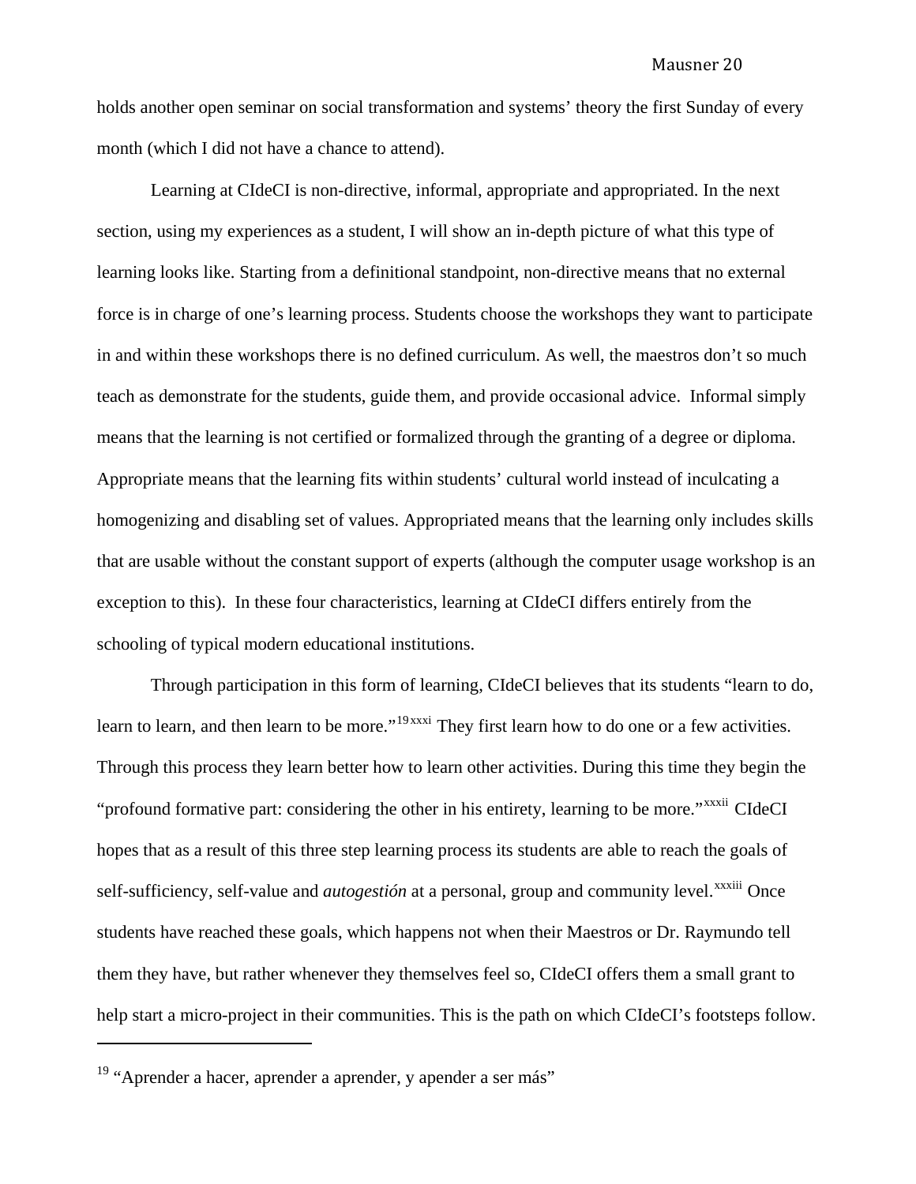holds another open seminar on social transformation and systems' theory the first Sunday of every month (which I did not have a chance to attend).

Learning at CIdeCI is non-directive, informal, appropriate and appropriated. In the next section, using my experiences as a student, I will show an in-depth picture of what this type of learning looks like. Starting from a definitional standpoint, non-directive means that no external force is in charge of one's learning process. Students choose the workshops they want to participate in and within these workshops there is no defined curriculum. As well, the maestros don't so much teach as demonstrate for the students, guide them, and provide occasional advice. Informal simply means that the learning is not certified or formalized through the granting of a degree or diploma. Appropriate means that the learning fits within students' cultural world instead of inculcating a homogenizing and disabling set of values. Appropriated means that the learning only includes skills that are usable without the constant support of experts (although the computer usage workshop is an exception to this). In these four characteristics, learning at CIdeCI differs entirely from the schooling of typical modern educational institutions.

Through participation in this form of learning, CIdeCI believes that its students "learn to do, learn to learn, and then learn to be more."[19][xxxi] They first learn how to do one or a few activities. Through this process they learn better how to learn other activities. During this time they begin the "profound formative part: considering the other in his entirety, learning to be more."[xxxii] CIdeCI hopes that as a result of this three step learning process its students are able to reach the goals of self-sufficiency, self-value and *autogestión* at a personal, group and community level.[xxxiii] Once students have reached these goals, which happens not when their Maestros or Dr. Raymundo tell them they have, but rather whenever they themselves feel so, CIdeCI offers them a small grant to help start a micro-project in their communities. This is the path on which CIdeCI's footsteps follow.

---

[19] "Aprender a hacer, aprender a aprender, y apender a ser más"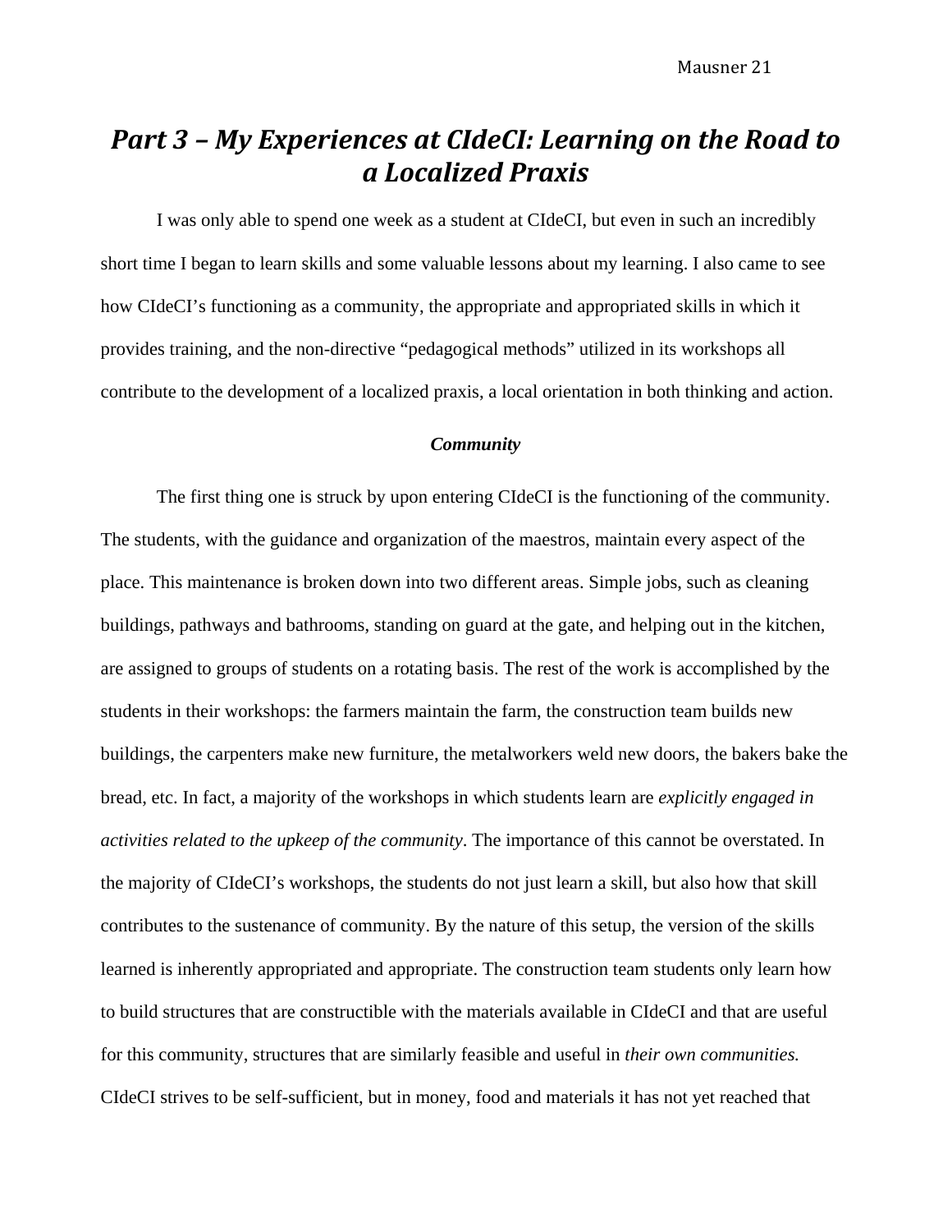# *Part 3 – My Experiences at CIdeCI: Learning on the Road to a Localized Praxis*

I was only able to spend one week as a student at CIdeCI, but even in such an incredibly short time I began to learn skills and some valuable lessons about my learning. I also came to see how CIdeCI's functioning as a community, the appropriate and appropriated skills in which it provides training, and the non-directive "pedagogical methods" utilized in its workshops all contribute to the development of a localized praxis, a local orientation in both thinking and action.

### ***Community***

The first thing one is struck by upon entering CIdeCI is the functioning of the community. The students, with the guidance and organization of the maestros, maintain every aspect of the place. This maintenance is broken down into two different areas. Simple jobs, such as cleaning buildings, pathways and bathrooms, standing on guard at the gate, and helping out in the kitchen, are assigned to groups of students on a rotating basis. The rest of the work is accomplished by the students in their workshops: the farmers maintain the farm, the construction team builds new buildings, the carpenters make new furniture, the metalworkers weld new doors, the bakers bake the bread, etc. In fact, a majority of the workshops in which students learn are *explicitly engaged in activities related to the upkeep of the community*. The importance of this cannot be overstated. In the majority of CIdeCI's workshops, the students do not just learn a skill, but also how that skill contributes to the sustenance of community. By the nature of this setup, the version of the skills learned is inherently appropriated and appropriate. The construction team students only learn how to build structures that are constructible with the materials available in CIdeCI and that are useful for this community, structures that are similarly feasible and useful in *their own communities.* CIdeCI strives to be self-sufficient, but in money, food and materials it has not yet reached that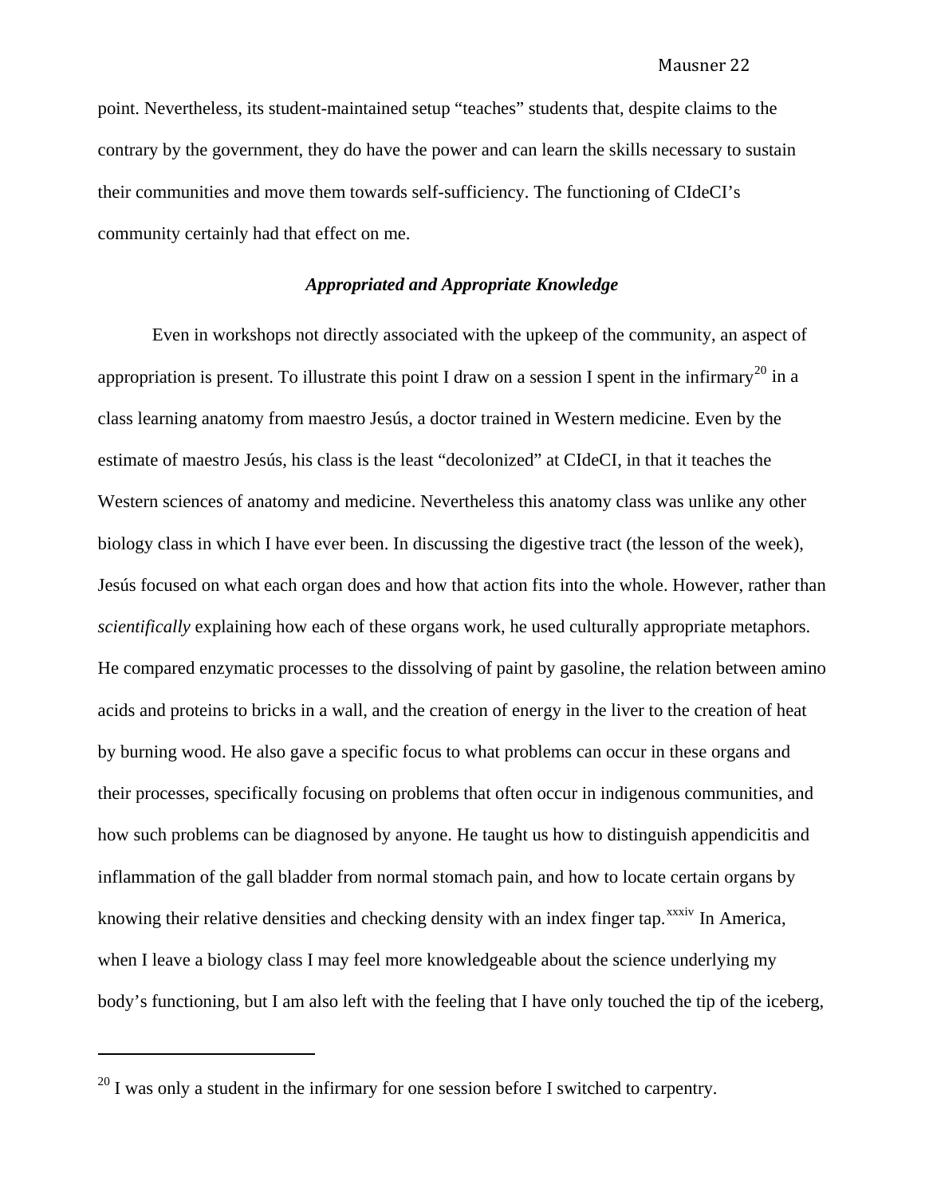point. Nevertheless, its student-maintained setup "teaches" students that, despite claims to the contrary by the government, they do have the power and can learn the skills necessary to sustain their communities and move them towards self-sufficiency. The functioning of CIdeCI's community certainly had that effect on me.

### *Appropriated and Appropriate Knowledge*

Even in workshops not directly associated with the upkeep of the community, an aspect of appropriation is present. To illustrate this point I draw on a session I spent in the infirmary[20] in a class learning anatomy from maestro Jesús, a doctor trained in Western medicine. Even by the estimate of maestro Jesús, his class is the least "decolonized" at CIdeCI, in that it teaches the Western sciences of anatomy and medicine. Nevertheless this anatomy class was unlike any other biology class in which I have ever been. In discussing the digestive tract (the lesson of the week), Jesús focused on what each organ does and how that action fits into the whole. However, rather than *scientifically* explaining how each of these organs work, he used culturally appropriate metaphors. He compared enzymatic processes to the dissolving of paint by gasoline, the relation between amino acids and proteins to bricks in a wall, and the creation of energy in the liver to the creation of heat by burning wood. He also gave a specific focus to what problems can occur in these organs and their processes, specifically focusing on problems that often occur in indigenous communities, and how such problems can be diagnosed by anyone. He taught us how to distinguish appendicitis and inflammation of the gall bladder from normal stomach pain, and how to locate certain organs by knowing their relative densities and checking density with an index finger tap.[xxxiv] In America, when I leave a biology class I may feel more knowledgeable about the science underlying my body's functioning, but I am also left with the feeling that I have only touched the tip of the iceberg,

---

[20] I was only a student in the infirmary for one session before I switched to carpentry.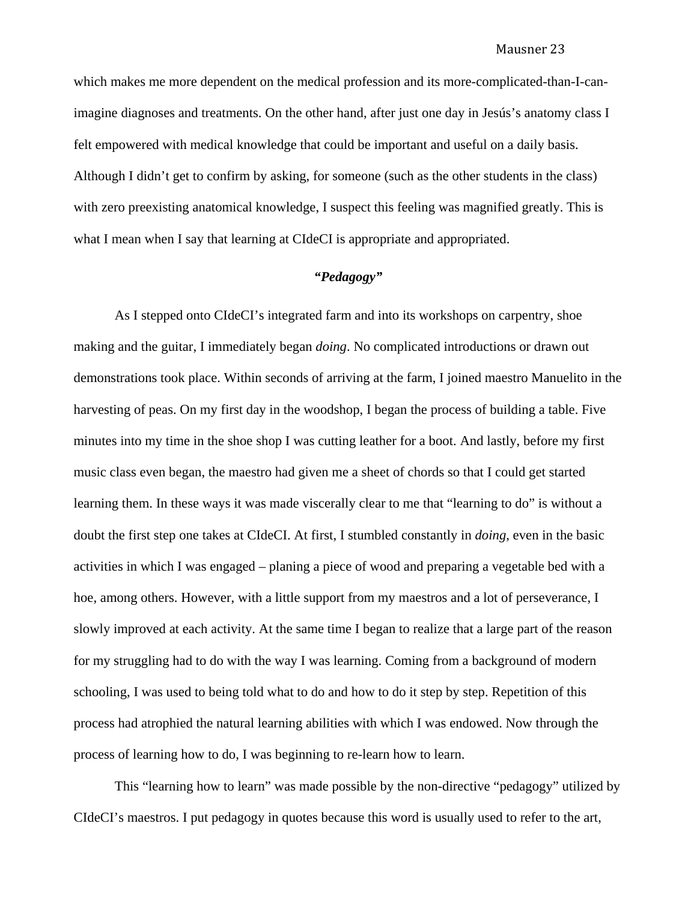which makes me more dependent on the medical profession and its more-complicated-than-I-can-imagine diagnoses and treatments. On the other hand, after just one day in Jesús's anatomy class I felt empowered with medical knowledge that could be important and useful on a daily basis. Although I didn't get to confirm by asking, for someone (such as the other students in the class) with zero preexisting anatomical knowledge, I suspect this feeling was magnified greatly. This is what I mean when I say that learning at CIdeCI is appropriate and appropriated.

### ***"Pedagogy"***

As I stepped onto CIdeCI's integrated farm and into its workshops on carpentry, shoe making and the guitar, I immediately began *doing*. No complicated introductions or drawn out demonstrations took place. Within seconds of arriving at the farm, I joined maestro Manuelito in the harvesting of peas. On my first day in the woodshop, I began the process of building a table. Five minutes into my time in the shoe shop I was cutting leather for a boot. And lastly, before my first music class even began, the maestro had given me a sheet of chords so that I could get started learning them. In these ways it was made viscerally clear to me that "learning to do" is without a doubt the first step one takes at CIdeCI. At first, I stumbled constantly in *doing*, even in the basic activities in which I was engaged – planing a piece of wood and preparing a vegetable bed with a hoe, among others. However, with a little support from my maestros and a lot of perseverance, I slowly improved at each activity. At the same time I began to realize that a large part of the reason for my struggling had to do with the way I was learning. Coming from a background of modern schooling, I was used to being told what to do and how to do it step by step. Repetition of this process had atrophied the natural learning abilities with which I was endowed. Now through the process of learning how to do, I was beginning to re-learn how to learn.

This "learning how to learn" was made possible by the non-directive "pedagogy" utilized by CIdeCI's maestros. I put pedagogy in quotes because this word is usually used to refer to the art,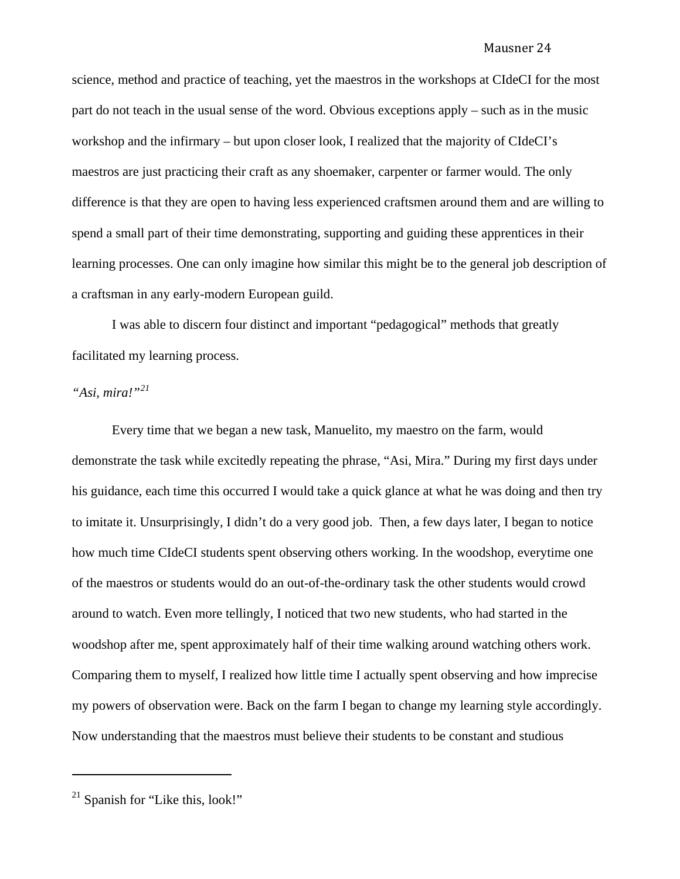science, method and practice of teaching, yet the maestros in the workshops at CIdeCI for the most part do not teach in the usual sense of the word. Obvious exceptions apply – such as in the music workshop and the infirmary – but upon closer look, I realized that the majority of CIdeCI's maestros are just practicing their craft as any shoemaker, carpenter or farmer would. The only difference is that they are open to having less experienced craftsmen around them and are willing to spend a small part of their time demonstrating, supporting and guiding these apprentices in their learning processes. One can only imagine how similar this might be to the general job description of a craftsman in any early-modern European guild.

I was able to discern four distinct and important "pedagogical" methods that greatly facilitated my learning process.

*"Asi, mira!"*[21]

Every time that we began a new task, Manuelito, my maestro on the farm, would demonstrate the task while excitedly repeating the phrase, "Asi, Mira." During my first days under his guidance, each time this occurred I would take a quick glance at what he was doing and then try to imitate it. Unsurprisingly, I didn't do a very good job. Then, a few days later, I began to notice how much time CIdeCI students spent observing others working. In the woodshop, everytime one of the maestros or students would do an out-of-the-ordinary task the other students would crowd around to watch. Even more tellingly, I noticed that two new students, who had started in the woodshop after me, spent approximately half of their time walking around watching others work. Comparing them to myself, I realized how little time I actually spent observing and how imprecise my powers of observation were. Back on the farm I began to change my learning style accordingly. Now understanding that the maestros must believe their students to be constant and studious

---

[21] Spanish for "Like this, look!"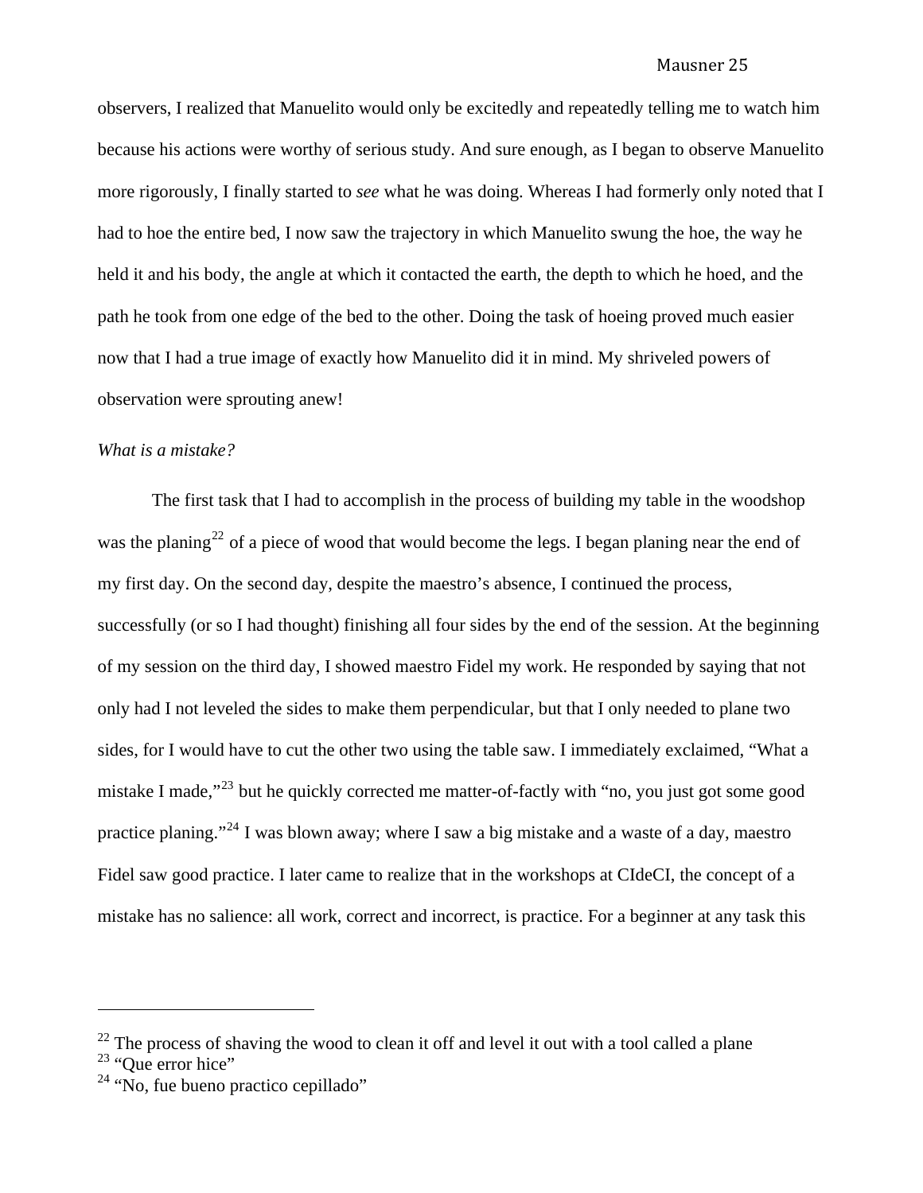observers, I realized that Manuelito would only be excitedly and repeatedly telling me to watch him because his actions were worthy of serious study. And sure enough, as I began to observe Manuelito more rigorously, I finally started to *see* what he was doing. Whereas I had formerly only noted that I had to hoe the entire bed, I now saw the trajectory in which Manuelito swung the hoe, the way he held it and his body, the angle at which it contacted the earth, the depth to which he hoed, and the path he took from one edge of the bed to the other. Doing the task of hoeing proved much easier now that I had a true image of exactly how Manuelito did it in mind. My shriveled powers of observation were sprouting anew!

*What is a mistake?*

The first task that I had to accomplish in the process of building my table in the woodshop was the planing[22] of a piece of wood that would become the legs. I began planing near the end of my first day. On the second day, despite the maestro's absence, I continued the process, successfully (or so I had thought) finishing all four sides by the end of the session. At the beginning of my session on the third day, I showed maestro Fidel my work. He responded by saying that not only had I not leveled the sides to make them perpendicular, but that I only needed to plane two sides, for I would have to cut the other two using the table saw. I immediately exclaimed, "What a mistake I made,"[23] but he quickly corrected me matter-of-factly with "no, you just got some good practice planing."[24] I was blown away; where I saw a big mistake and a waste of a day, maestro Fidel saw good practice. I later came to realize that in the workshops at CIdeCI, the concept of a mistake has no salience: all work, correct and incorrect, is practice. For a beginner at any task this

---

[22] The process of shaving the wood to clean it off and level it out with a tool called a plane

[23] "Que error hice"

[24] "No, fue bueno practico cepillado"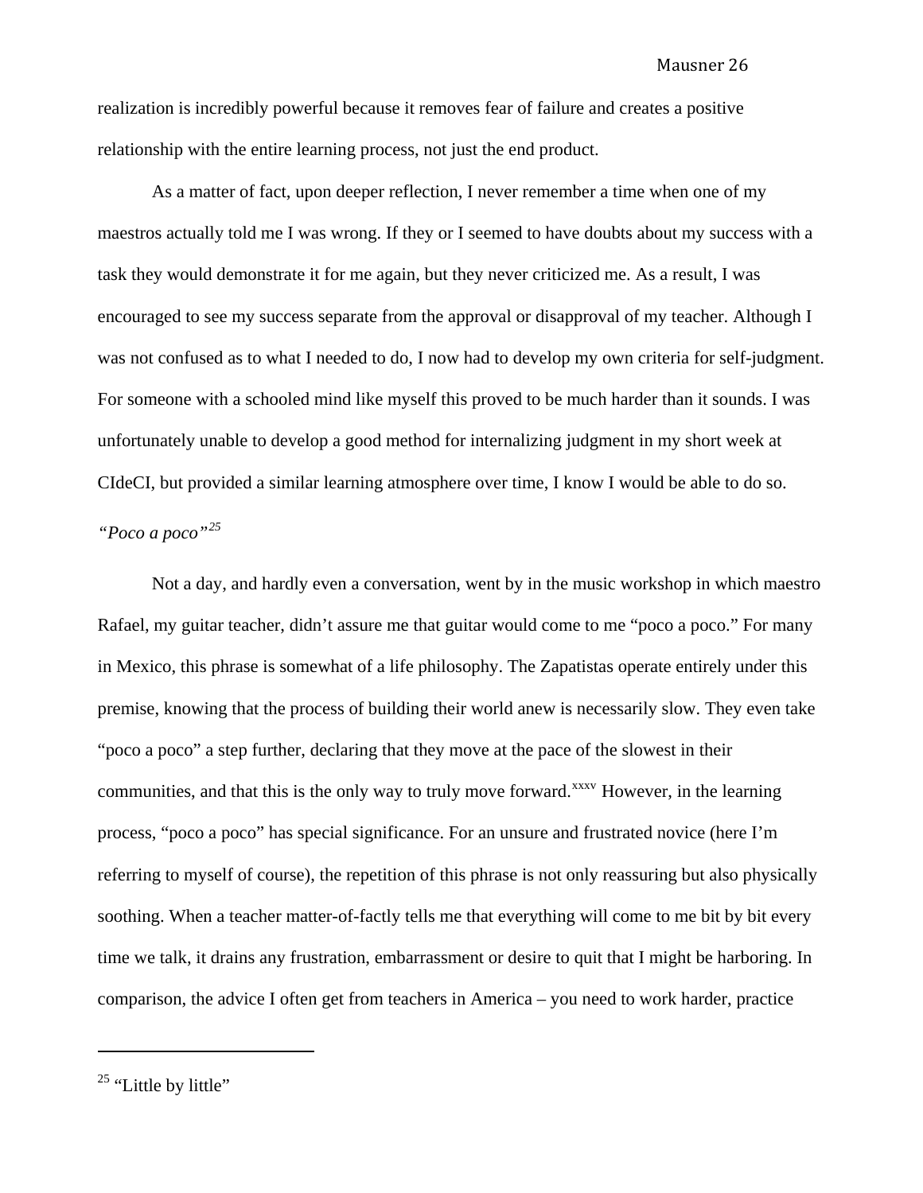realization is incredibly powerful because it removes fear of failure and creates a positive relationship with the entire learning process, not just the end product.

As a matter of fact, upon deeper reflection, I never remember a time when one of my maestros actually told me I was wrong. If they or I seemed to have doubts about my success with a task they would demonstrate it for me again, but they never criticized me. As a result, I was encouraged to see my success separate from the approval or disapproval of my teacher. Although I was not confused as to what I needed to do, I now had to develop my own criteria for self-judgment. For someone with a schooled mind like myself this proved to be much harder than it sounds. I was unfortunately unable to develop a good method for internalizing judgment in my short week at CIdeCI, but provided a similar learning atmosphere over time, I know I would be able to do so.

*"Poco a poco"*[25]

Not a day, and hardly even a conversation, went by in the music workshop in which maestro Rafael, my guitar teacher, didn't assure me that guitar would come to me "poco a poco." For many in Mexico, this phrase is somewhat of a life philosophy. The Zapatistas operate entirely under this premise, knowing that the process of building their world anew is necessarily slow. They even take "poco a poco" a step further, declaring that they move at the pace of the slowest in their communities, and that this is the only way to truly move forward.[xxxv] However, in the learning process, "poco a poco" has special significance. For an unsure and frustrated novice (here I'm referring to myself of course), the repetition of this phrase is not only reassuring but also physically soothing. When a teacher matter-of-factly tells me that everything will come to me bit by bit every time we talk, it drains any frustration, embarrassment or desire to quit that I might be harboring. In comparison, the advice I often get from teachers in America – you need to work harder, practice

---

[25] "Little by little"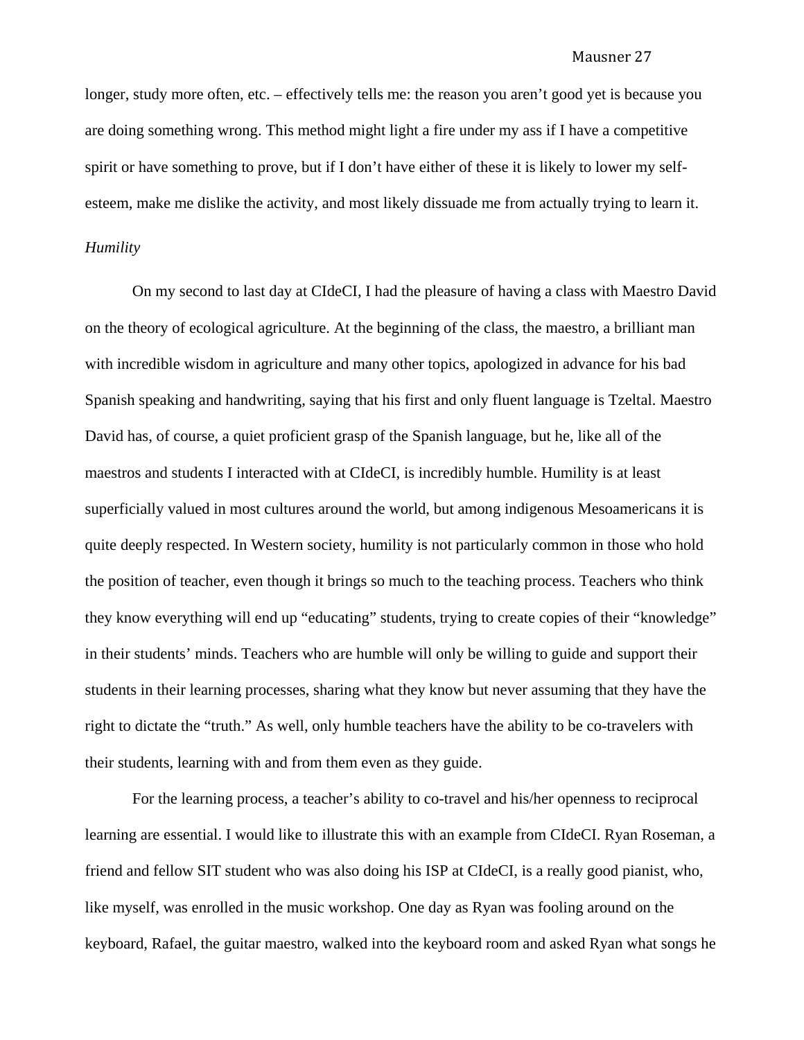longer, study more often, etc. – effectively tells me: the reason you aren't good yet is because you are doing something wrong. This method might light a fire under my ass if I have a competitive spirit or have something to prove, but if I don't have either of these it is likely to lower my self-esteem, make me dislike the activity, and most likely dissuade me from actually trying to learn it.

*Humility*

On my second to last day at CIdeCI, I had the pleasure of having a class with Maestro David on the theory of ecological agriculture. At the beginning of the class, the maestro, a brilliant man with incredible wisdom in agriculture and many other topics, apologized in advance for his bad Spanish speaking and handwriting, saying that his first and only fluent language is Tzeltal. Maestro David has, of course, a quiet proficient grasp of the Spanish language, but he, like all of the maestros and students I interacted with at CIdeCI, is incredibly humble. Humility is at least superficially valued in most cultures around the world, but among indigenous Mesoamericans it is quite deeply respected. In Western society, humility is not particularly common in those who hold the position of teacher, even though it brings so much to the teaching process. Teachers who think they know everything will end up "educating" students, trying to create copies of their "knowledge" in their students' minds. Teachers who are humble will only be willing to guide and support their students in their learning processes, sharing what they know but never assuming that they have the right to dictate the "truth." As well, only humble teachers have the ability to be co-travelers with their students, learning with and from them even as they guide.

For the learning process, a teacher's ability to co-travel and his/her openness to reciprocal learning are essential. I would like to illustrate this with an example from CIdeCI. Ryan Roseman, a friend and fellow SIT student who was also doing his ISP at CIdeCI, is a really good pianist, who, like myself, was enrolled in the music workshop. One day as Ryan was fooling around on the keyboard, Rafael, the guitar maestro, walked into the keyboard room and asked Ryan what songs he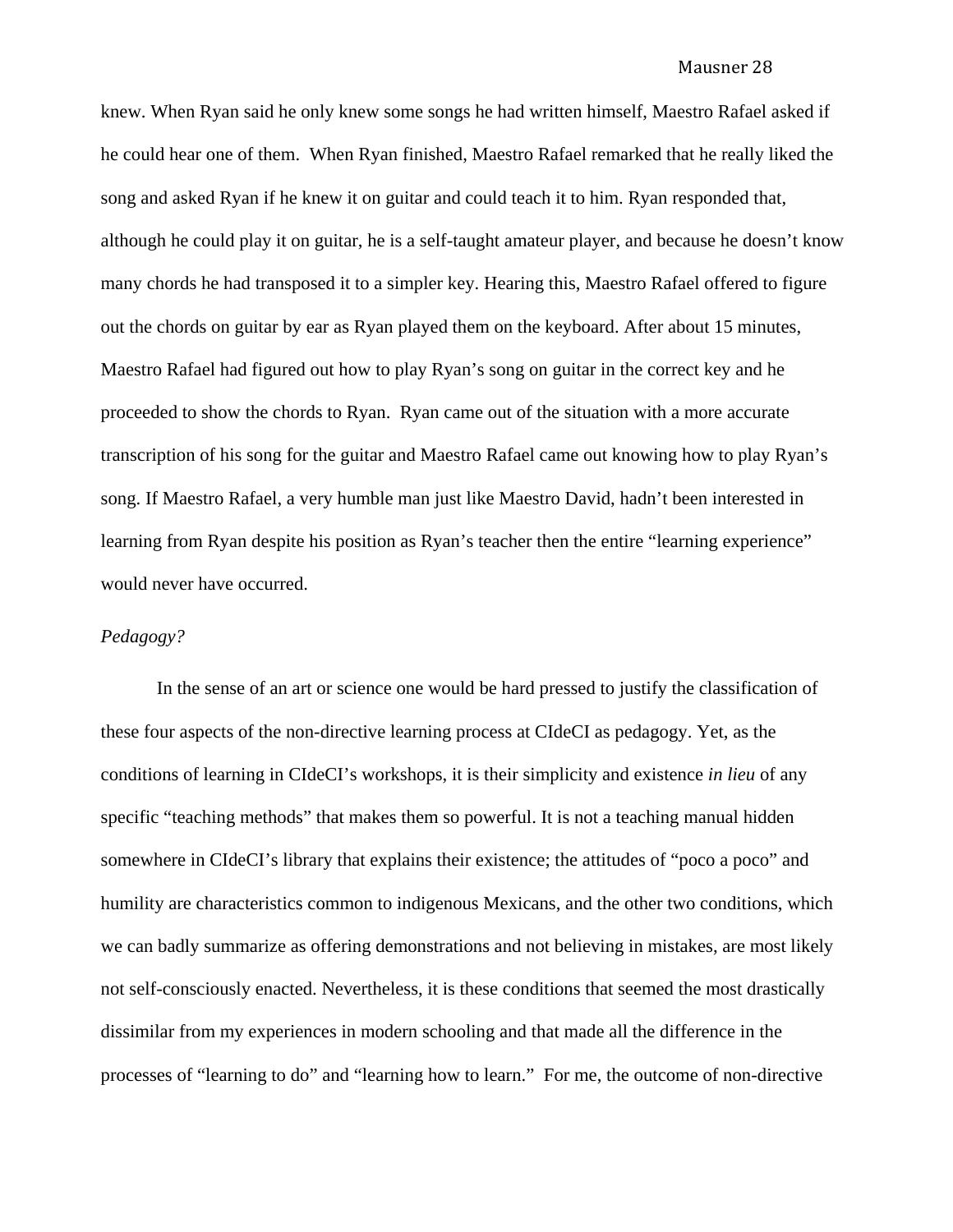knew. When Ryan said he only knew some songs he had written himself, Maestro Rafael asked if he could hear one of them. When Ryan finished, Maestro Rafael remarked that he really liked the song and asked Ryan if he knew it on guitar and could teach it to him. Ryan responded that, although he could play it on guitar, he is a self-taught amateur player, and because he doesn't know many chords he had transposed it to a simpler key. Hearing this, Maestro Rafael offered to figure out the chords on guitar by ear as Ryan played them on the keyboard. After about 15 minutes, Maestro Rafael had figured out how to play Ryan's song on guitar in the correct key and he proceeded to show the chords to Ryan. Ryan came out of the situation with a more accurate transcription of his song for the guitar and Maestro Rafael came out knowing how to play Ryan's song. If Maestro Rafael, a very humble man just like Maestro David, hadn't been interested in learning from Ryan despite his position as Ryan's teacher then the entire "learning experience" would never have occurred.

*Pedagogy?*

In the sense of an art or science one would be hard pressed to justify the classification of these four aspects of the non-directive learning process at CIdeCI as pedagogy. Yet, as the conditions of learning in CIdeCI's workshops, it is their simplicity and existence *in lieu* of any specific "teaching methods" that makes them so powerful. It is not a teaching manual hidden somewhere in CIdeCI's library that explains their existence; the attitudes of "poco a poco" and humility are characteristics common to indigenous Mexicans, and the other two conditions, which we can badly summarize as offering demonstrations and not believing in mistakes, are most likely not self-consciously enacted. Nevertheless, it is these conditions that seemed the most drastically dissimilar from my experiences in modern schooling and that made all the difference in the processes of "learning to do" and "learning how to learn." For me, the outcome of non-directive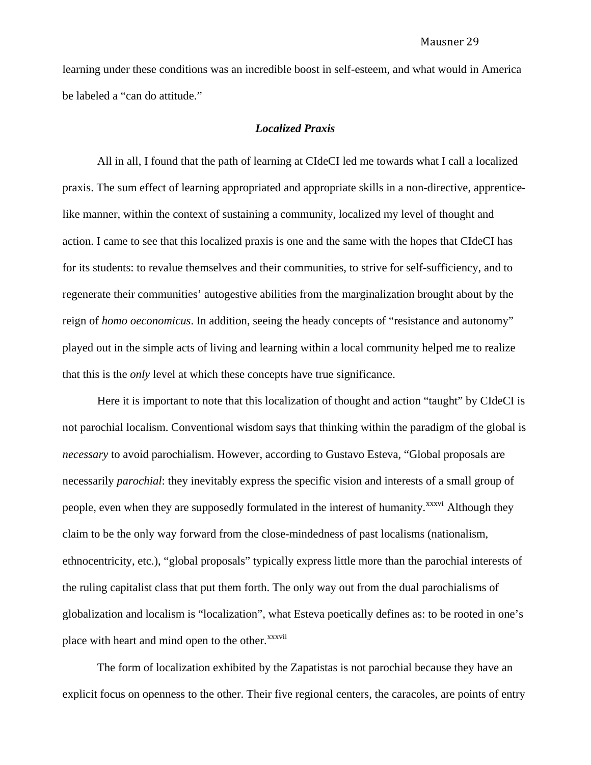learning under these conditions was an incredible boost in self-esteem, and what would in America be labeled a "can do attitude."

### *Localized Praxis*

All in all, I found that the path of learning at CIdeCI led me towards what I call a localized praxis. The sum effect of learning appropriated and appropriate skills in a non-directive, apprentice-like manner, within the context of sustaining a community, localized my level of thought and action. I came to see that this localized praxis is one and the same with the hopes that CIdeCI has for its students: to revalue themselves and their communities, to strive for self-sufficiency, and to regenerate their communities' autogestive abilities from the marginalization brought about by the reign of *homo oeconomicus*. In addition, seeing the heady concepts of "resistance and autonomy" played out in the simple acts of living and learning within a local community helped me to realize that this is the *only* level at which these concepts have true significance.

Here it is important to note that this localization of thought and action "taught" by CIdeCI is not parochial localism. Conventional wisdom says that thinking within the paradigm of the global is *necessary* to avoid parochialism. However, according to Gustavo Esteva, "Global proposals are necessarily *parochial*: they inevitably express the specific vision and interests of a small group of people, even when they are supposedly formulated in the interest of humanity.[xxxvi] Although they claim to be the only way forward from the close-mindedness of past localisms (nationalism, ethnocentricity, etc.), "global proposals" typically express little more than the parochial interests of the ruling capitalist class that put them forth. The only way out from the dual parochialisms of globalization and localism is "localization", what Esteva poetically defines as: to be rooted in one's place with heart and mind open to the other.[xxxvii]

The form of localization exhibited by the Zapatistas is not parochial because they have an explicit focus on openness to the other. Their five regional centers, the caracoles, are points of entry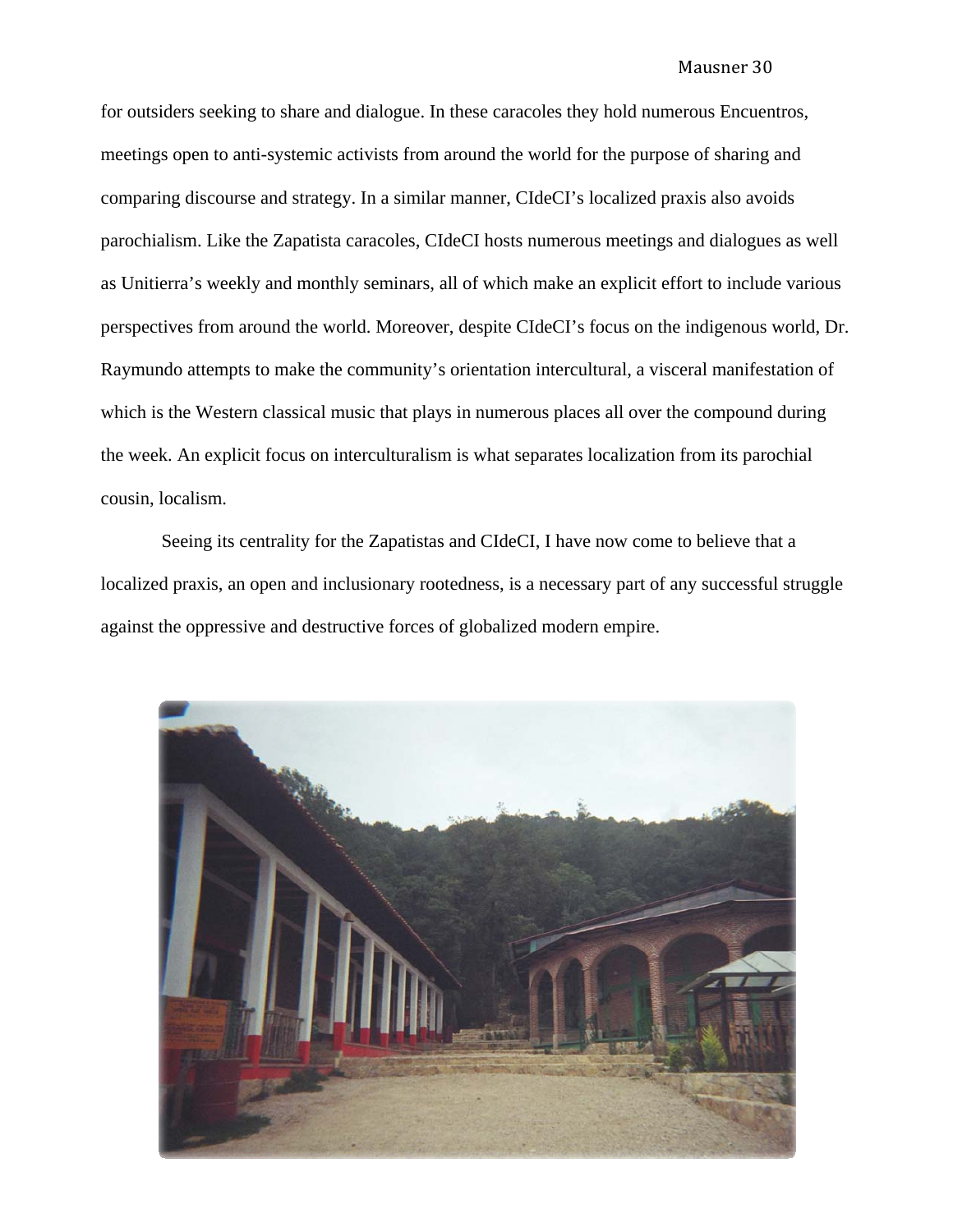for outsiders seeking to share and dialogue. In these caracoles they hold numerous Encuentros, meetings open to anti-systemic activists from around the world for the purpose of sharing and comparing discourse and strategy. In a similar manner, CIdeCI's localized praxis also avoids parochialism. Like the Zapatista caracoles, CIdeCI hosts numerous meetings and dialogues as well as Unitierra's weekly and monthly seminars, all of which make an explicit effort to include various perspectives from around the world. Moreover, despite CIdeCI's focus on the indigenous world, Dr. Raymundo attempts to make the community's orientation intercultural, a visceral manifestation of which is the Western classical music that plays in numerous places all over the compound during the week. An explicit focus on interculturalism is what separates localization from its parochial cousin, localism.

Seeing its centrality for the Zapatistas and CIdeCI, I have now come to believe that a localized praxis, an open and inclusionary rootedness, is a necessary part of any successful struggle against the oppressive and destructive forces of globalized modern empire.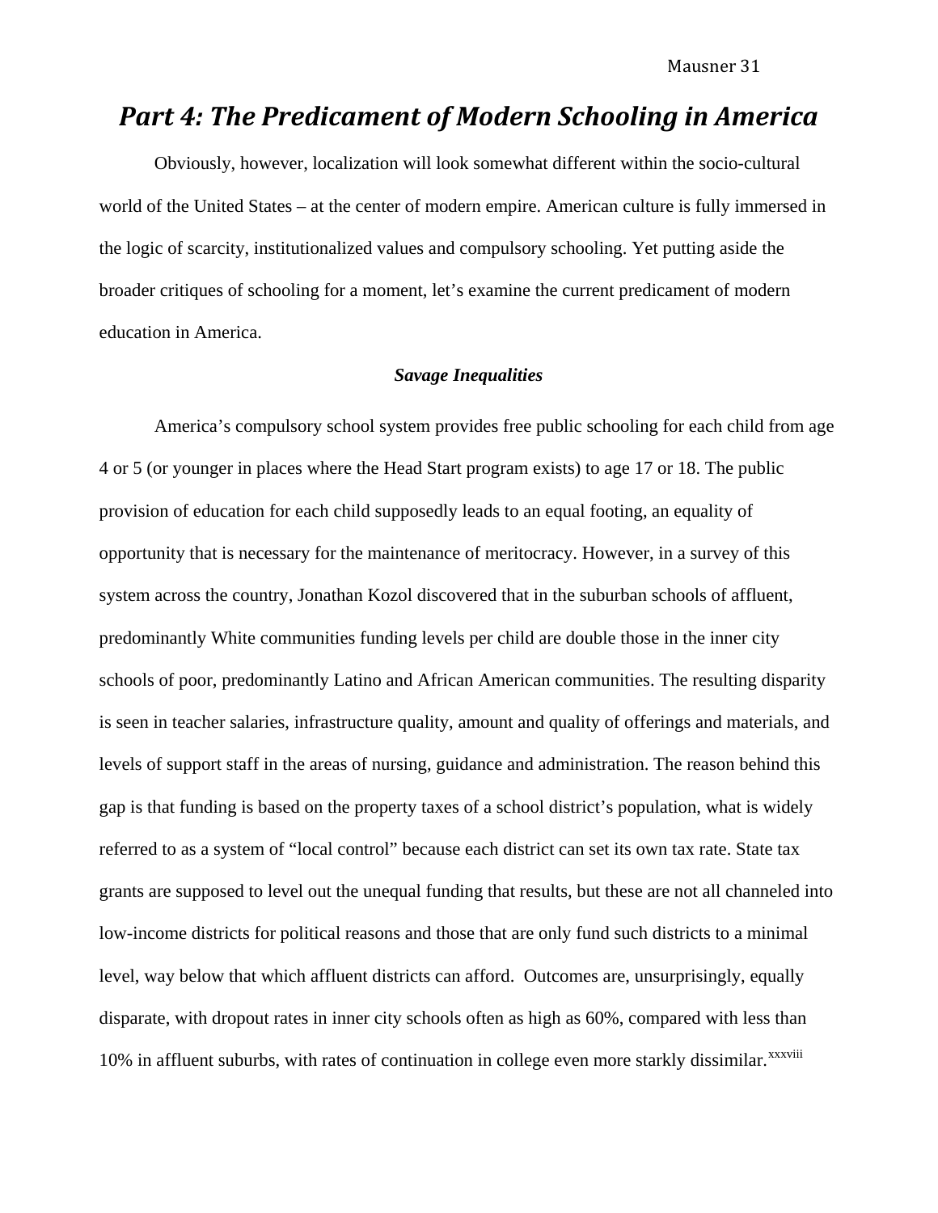# *Part 4: The Predicament of Modern Schooling in America*

Obviously, however, localization will look somewhat different within the socio-cultural world of the United States – at the center of modern empire. American culture is fully immersed in the logic of scarcity, institutionalized values and compulsory schooling. Yet putting aside the broader critiques of schooling for a moment, let's examine the current predicament of modern education in America.

### *Savage Inequalities*

America's compulsory school system provides free public schooling for each child from age 4 or 5 (or younger in places where the Head Start program exists) to age 17 or 18. The public provision of education for each child supposedly leads to an equal footing, an equality of opportunity that is necessary for the maintenance of meritocracy. However, in a survey of this system across the country, Jonathan Kozol discovered that in the suburban schools of affluent, predominantly White communities funding levels per child are double those in the inner city schools of poor, predominantly Latino and African American communities. The resulting disparity is seen in teacher salaries, infrastructure quality, amount and quality of offerings and materials, and levels of support staff in the areas of nursing, guidance and administration. The reason behind this gap is that funding is based on the property taxes of a school district's population, what is widely referred to as a system of "local control" because each district can set its own tax rate. State tax grants are supposed to level out the unequal funding that results, but these are not all channeled into low-income districts for political reasons and those that are only fund such districts to a minimal level, way below that which affluent districts can afford. Outcomes are, unsurprisingly, equally disparate, with dropout rates in inner city schools often as high as 60%, compared with less than 10% in affluent suburbs, with rates of continuation in college even more starkly dissimilar.[xxxviii]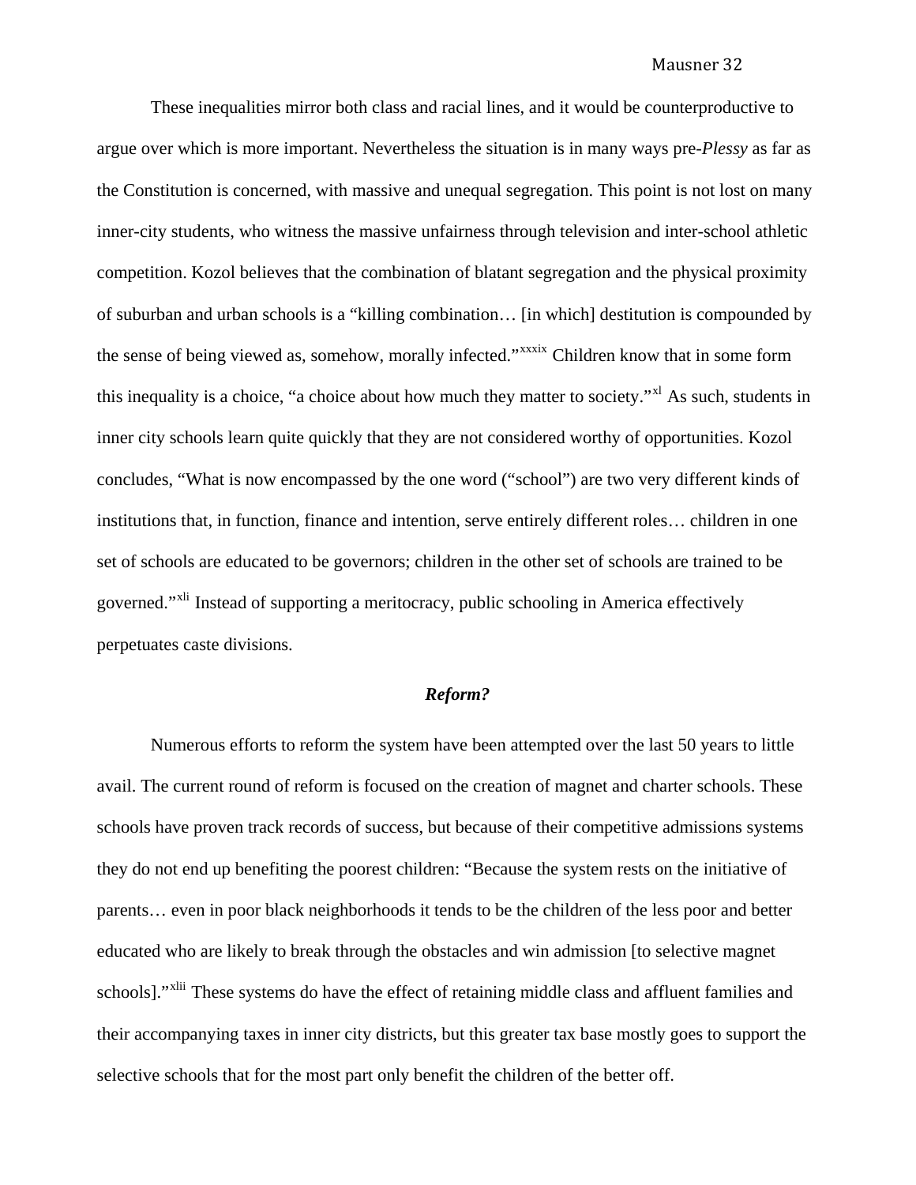These inequalities mirror both class and racial lines, and it would be counterproductive to argue over which is more important. Nevertheless the situation is in many ways pre-*Plessy* as far as the Constitution is concerned, with massive and unequal segregation. This point is not lost on many inner-city students, who witness the massive unfairness through television and inter-school athletic competition. Kozol believes that the combination of blatant segregation and the physical proximity of suburban and urban schools is a "killing combination… [in which] destitution is compounded by the sense of being viewed as, somehow, morally infected."[xxxix] Children know that in some form this inequality is a choice, "a choice about how much they matter to society."[xl] As such, students in inner city schools learn quite quickly that they are not considered worthy of opportunities. Kozol concludes, "What is now encompassed by the one word ("school") are two very different kinds of institutions that, in function, finance and intention, serve entirely different roles… children in one set of schools are educated to be governors; children in the other set of schools are trained to be governed."[xli] Instead of supporting a meritocracy, public schooling in America effectively perpetuates caste divisions.

### ***Reform?***

Numerous efforts to reform the system have been attempted over the last 50 years to little avail. The current round of reform is focused on the creation of magnet and charter schools. These schools have proven track records of success, but because of their competitive admissions systems they do not end up benefiting the poorest children: "Because the system rests on the initiative of parents… even in poor black neighborhoods it tends to be the children of the less poor and better educated who are likely to break through the obstacles and win admission [to selective magnet schools]."[xlii] These systems do have the effect of retaining middle class and affluent families and their accompanying taxes in inner city districts, but this greater tax base mostly goes to support the selective schools that for the most part only benefit the children of the better off.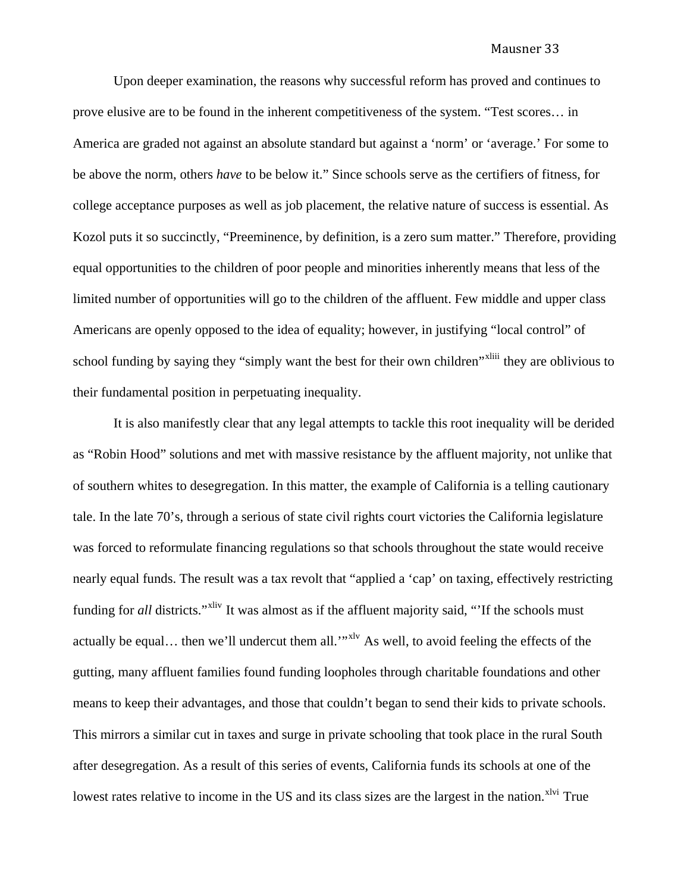Upon deeper examination, the reasons why successful reform has proved and continues to prove elusive are to be found in the inherent competitiveness of the system. "Test scores… in America are graded not against an absolute standard but against a 'norm' or 'average.' For some to be above the norm, others *have* to be below it." Since schools serve as the certifiers of fitness, for college acceptance purposes as well as job placement, the relative nature of success is essential. As Kozol puts it so succinctly, "Preeminence, by definition, is a zero sum matter." Therefore, providing equal opportunities to the children of poor people and minorities inherently means that less of the limited number of opportunities will go to the children of the affluent. Few middle and upper class Americans are openly opposed to the idea of equality; however, in justifying "local control" of school funding by saying they "simply want the best for their own children"[xliii] they are oblivious to their fundamental position in perpetuating inequality.

It is also manifestly clear that any legal attempts to tackle this root inequality will be derided as "Robin Hood" solutions and met with massive resistance by the affluent majority, not unlike that of southern whites to desegregation. In this matter, the example of California is a telling cautionary tale. In the late 70's, through a serious of state civil rights court victories the California legislature was forced to reformulate financing regulations so that schools throughout the state would receive nearly equal funds. The result was a tax revolt that "applied a 'cap' on taxing, effectively restricting funding for *all* districts."[xliv] It was almost as if the affluent majority said, "'If the schools must actually be equal… then we'll undercut them all.'"[xlv] As well, to avoid feeling the effects of the gutting, many affluent families found funding loopholes through charitable foundations and other means to keep their advantages, and those that couldn't began to send their kids to private schools. This mirrors a similar cut in taxes and surge in private schooling that took place in the rural South after desegregation. As a result of this series of events, California funds its schools at one of the lowest rates relative to income in the US and its class sizes are the largest in the nation.[xlvi] True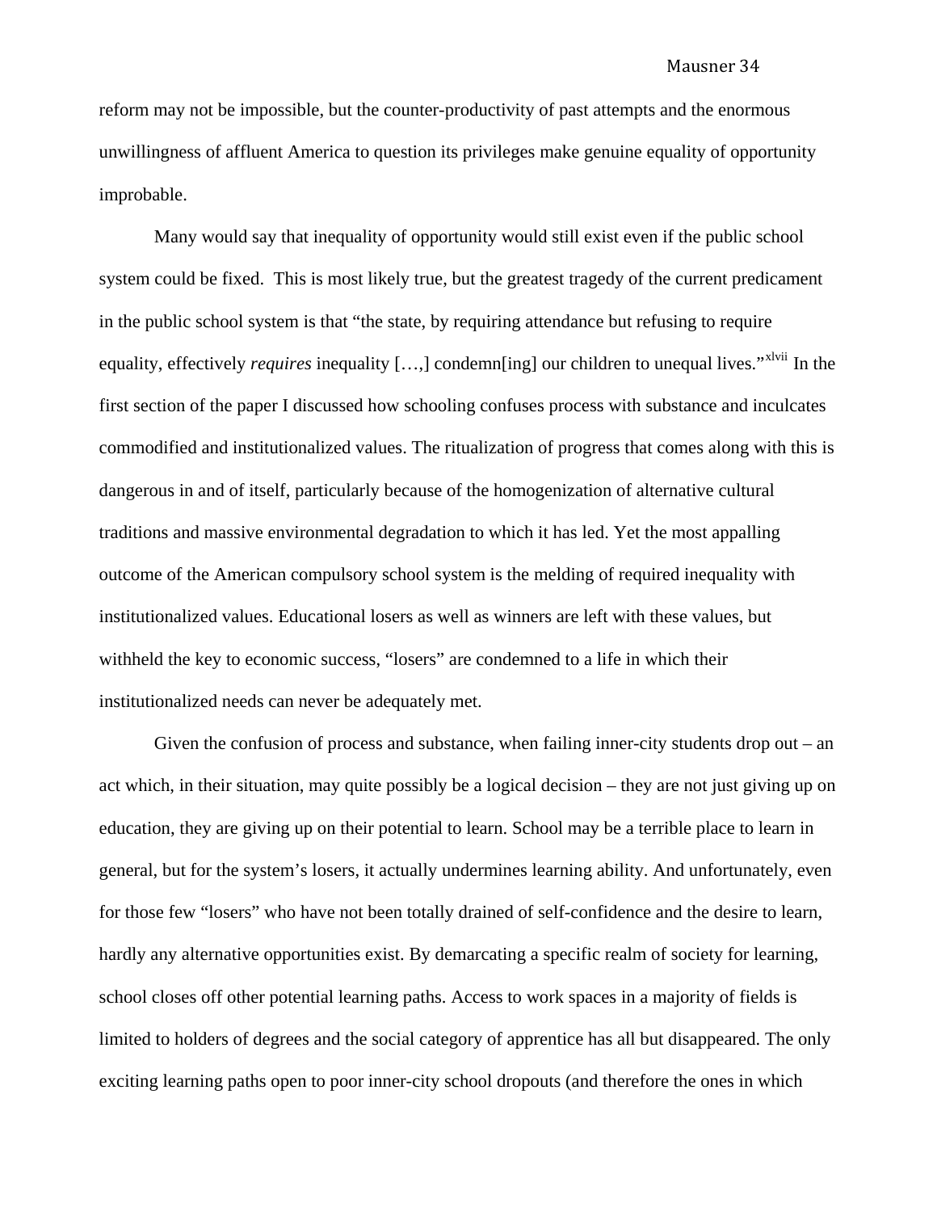reform may not be impossible, but the counter-productivity of past attempts and the enormous unwillingness of affluent America to question its privileges make genuine equality of opportunity improbable.

Many would say that inequality of opportunity would still exist even if the public school system could be fixed. This is most likely true, but the greatest tragedy of the current predicament in the public school system is that "the state, by requiring attendance but refusing to require equality, effectively *requires* inequality […,] condemn[ing] our children to unequal lives."[xlvii] In the first section of the paper I discussed how schooling confuses process with substance and inculcates commodified and institutionalized values. The ritualization of progress that comes along with this is dangerous in and of itself, particularly because of the homogenization of alternative cultural traditions and massive environmental degradation to which it has led. Yet the most appalling outcome of the American compulsory school system is the melding of required inequality with institutionalized values. Educational losers as well as winners are left with these values, but withheld the key to economic success, "losers" are condemned to a life in which their institutionalized needs can never be adequately met.

Given the confusion of process and substance, when failing inner-city students drop out – an act which, in their situation, may quite possibly be a logical decision – they are not just giving up on education, they are giving up on their potential to learn. School may be a terrible place to learn in general, but for the system's losers, it actually undermines learning ability. And unfortunately, even for those few "losers" who have not been totally drained of self-confidence and the desire to learn, hardly any alternative opportunities exist. By demarcating a specific realm of society for learning, school closes off other potential learning paths. Access to work spaces in a majority of fields is limited to holders of degrees and the social category of apprentice has all but disappeared. The only exciting learning paths open to poor inner-city school dropouts (and therefore the ones in which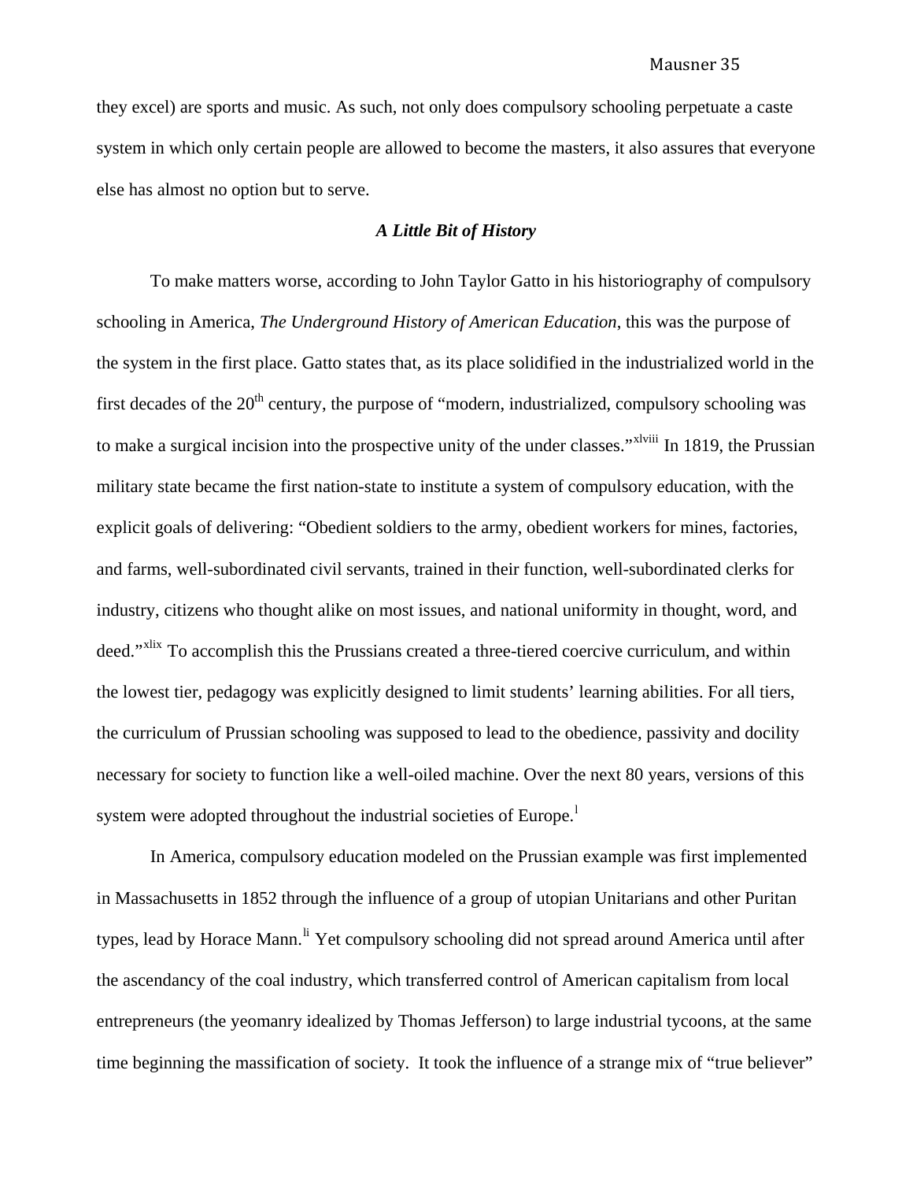they excel) are sports and music. As such, not only does compulsory schooling perpetuate a caste system in which only certain people are allowed to become the masters, it also assures that everyone else has almost no option but to serve.

### *A Little Bit of History*

To make matters worse, according to John Taylor Gatto in his historiography of compulsory schooling in America, *The Underground History of American Education*, this was the purpose of the system in the first place. Gatto states that, as its place solidified in the industrialized world in the first decades of the 20th century, the purpose of "modern, industrialized, compulsory schooling was to make a surgical incision into the prospective unity of the under classes."[xlviii] In 1819, the Prussian military state became the first nation-state to institute a system of compulsory education, with the explicit goals of delivering: "Obedient soldiers to the army, obedient workers for mines, factories, and farms, well-subordinated civil servants, trained in their function, well-subordinated clerks for industry, citizens who thought alike on most issues, and national uniformity in thought, word, and deed."[xlix] To accomplish this the Prussians created a three-tiered coercive curriculum, and within the lowest tier, pedagogy was explicitly designed to limit students' learning abilities. For all tiers, the curriculum of Prussian schooling was supposed to lead to the obedience, passivity and docility necessary for society to function like a well-oiled machine. Over the next 80 years, versions of this system were adopted throughout the industrial societies of Europe.[l]

In America, compulsory education modeled on the Prussian example was first implemented in Massachusetts in 1852 through the influence of a group of utopian Unitarians and other Puritan types, lead by Horace Mann.[li] Yet compulsory schooling did not spread around America until after the ascendancy of the coal industry, which transferred control of American capitalism from local entrepreneurs (the yeomanry idealized by Thomas Jefferson) to large industrial tycoons, at the same time beginning the massification of society. It took the influence of a strange mix of "true believer"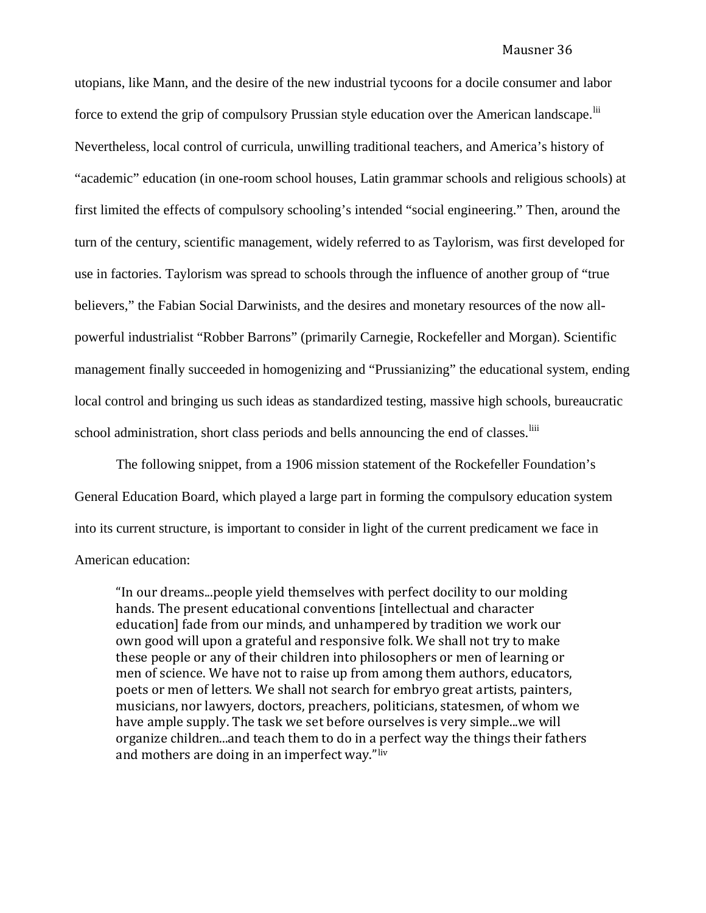utopians, like Mann, and the desire of the new industrial tycoons for a docile consumer and labor force to extend the grip of compulsory Prussian style education over the American landscape.[lii] Nevertheless, local control of curricula, unwilling traditional teachers, and America's history of "academic" education (in one-room school houses, Latin grammar schools and religious schools) at first limited the effects of compulsory schooling's intended "social engineering." Then, around the turn of the century, scientific management, widely referred to as Taylorism, was first developed for use in factories. Taylorism was spread to schools through the influence of another group of "true believers," the Fabian Social Darwinists, and the desires and monetary resources of the now all-powerful industrialist "Robber Barrons" (primarily Carnegie, Rockefeller and Morgan). Scientific management finally succeeded in homogenizing and "Prussianizing" the educational system, ending local control and bringing us such ideas as standardized testing, massive high schools, bureaucratic school administration, short class periods and bells announcing the end of classes.[liii]

The following snippet, from a 1906 mission statement of the Rockefeller Foundation's General Education Board, which played a large part in forming the compulsory education system into its current structure, is important to consider in light of the current predicament we face in American education:

> "In our dreams...people yield themselves with perfect docility to our molding hands. The present educational conventions [intellectual and character education] fade from our minds, and unhampered by tradition we work our own good will upon a grateful and responsive folk. We shall not try to make these people or any of their children into philosophers or men of learning or men of science. We have not to raise up from among them authors, educators, poets or men of letters. We shall not search for embryo great artists, painters, musicians, nor lawyers, doctors, preachers, politicians, statesmen, of whom we have ample supply. The task we set before ourselves is very simple...we will organize children...and teach them to do in a perfect way the things their fathers and mothers are doing in an imperfect way."[liv]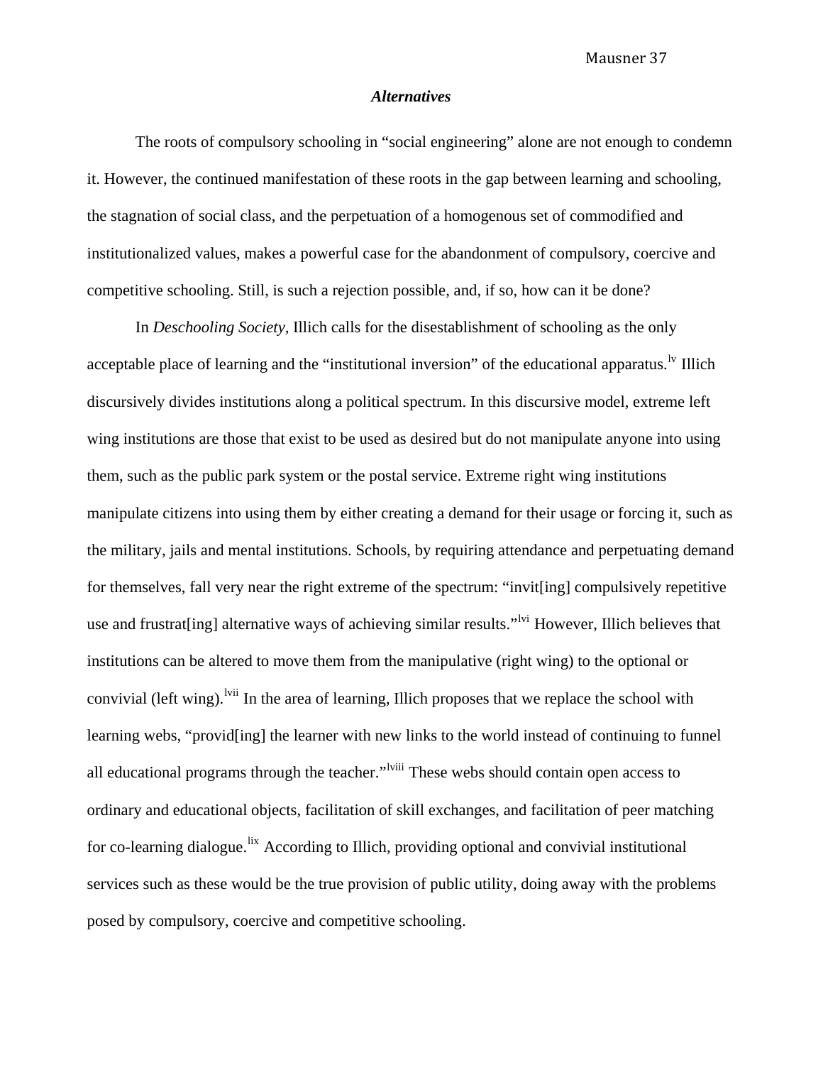### *Alternatives*

The roots of compulsory schooling in "social engineering" alone are not enough to condemn it. However, the continued manifestation of these roots in the gap between learning and schooling, the stagnation of social class, and the perpetuation of a homogenous set of commodified and institutionalized values, makes a powerful case for the abandonment of compulsory, coercive and competitive schooling. Still, is such a rejection possible, and, if so, how can it be done?

In *Deschooling Society*, Illich calls for the disestablishment of schooling as the only acceptable place of learning and the "institutional inversion" of the educational apparatus.[lv] Illich discursively divides institutions along a political spectrum. In this discursive model, extreme left wing institutions are those that exist to be used as desired but do not manipulate anyone into using them, such as the public park system or the postal service. Extreme right wing institutions manipulate citizens into using them by either creating a demand for their usage or forcing it, such as the military, jails and mental institutions. Schools, by requiring attendance and perpetuating demand for themselves, fall very near the right extreme of the spectrum: "invit[ing] compulsively repetitive use and frustrat[ing] alternative ways of achieving similar results."[lvi] However, Illich believes that institutions can be altered to move them from the manipulative (right wing) to the optional or convivial (left wing).[lvii] In the area of learning, Illich proposes that we replace the school with learning webs, "provid[ing] the learner with new links to the world instead of continuing to funnel all educational programs through the teacher."[lviii] These webs should contain open access to ordinary and educational objects, facilitation of skill exchanges, and facilitation of peer matching for co-learning dialogue.[lix] According to Illich, providing optional and convivial institutional services such as these would be the true provision of public utility, doing away with the problems posed by compulsory, coercive and competitive schooling.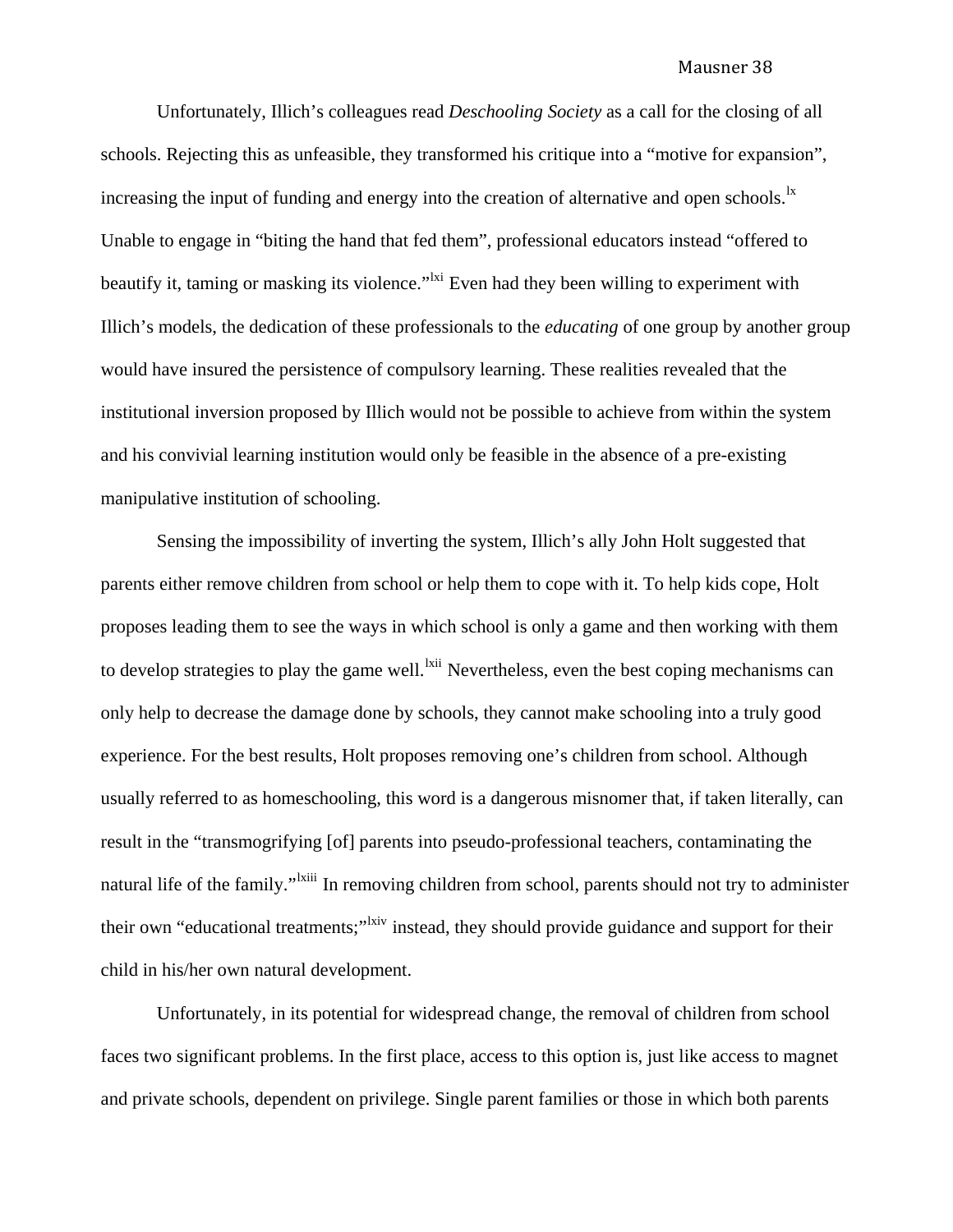Unfortunately, Illich's colleagues read *Deschooling Society* as a call for the closing of all schools. Rejecting this as unfeasible, they transformed his critique into a "motive for expansion", increasing the input of funding and energy into the creation of alternative and open schools.[lx] Unable to engage in "biting the hand that fed them", professional educators instead "offered to beautify it, taming or masking its violence."[lxi] Even had they been willing to experiment with Illich's models, the dedication of these professionals to the *educating* of one group by another group would have insured the persistence of compulsory learning. These realities revealed that the institutional inversion proposed by Illich would not be possible to achieve from within the system and his convivial learning institution would only be feasible in the absence of a pre-existing manipulative institution of schooling.

Sensing the impossibility of inverting the system, Illich's ally John Holt suggested that parents either remove children from school or help them to cope with it. To help kids cope, Holt proposes leading them to see the ways in which school is only a game and then working with them to develop strategies to play the game well.[lxii] Nevertheless, even the best coping mechanisms can only help to decrease the damage done by schools, they cannot make schooling into a truly good experience. For the best results, Holt proposes removing one's children from school. Although usually referred to as homeschooling, this word is a dangerous misnomer that, if taken literally, can result in the "transmogrifying [of] parents into pseudo-professional teachers, contaminating the natural life of the family."[lxiii] In removing children from school, parents should not try to administer their own "educational treatments;"[lxiv] instead, they should provide guidance and support for their child in his/her own natural development.

Unfortunately, in its potential for widespread change, the removal of children from school faces two significant problems. In the first place, access to this option is, just like access to magnet and private schools, dependent on privilege. Single parent families or those in which both parents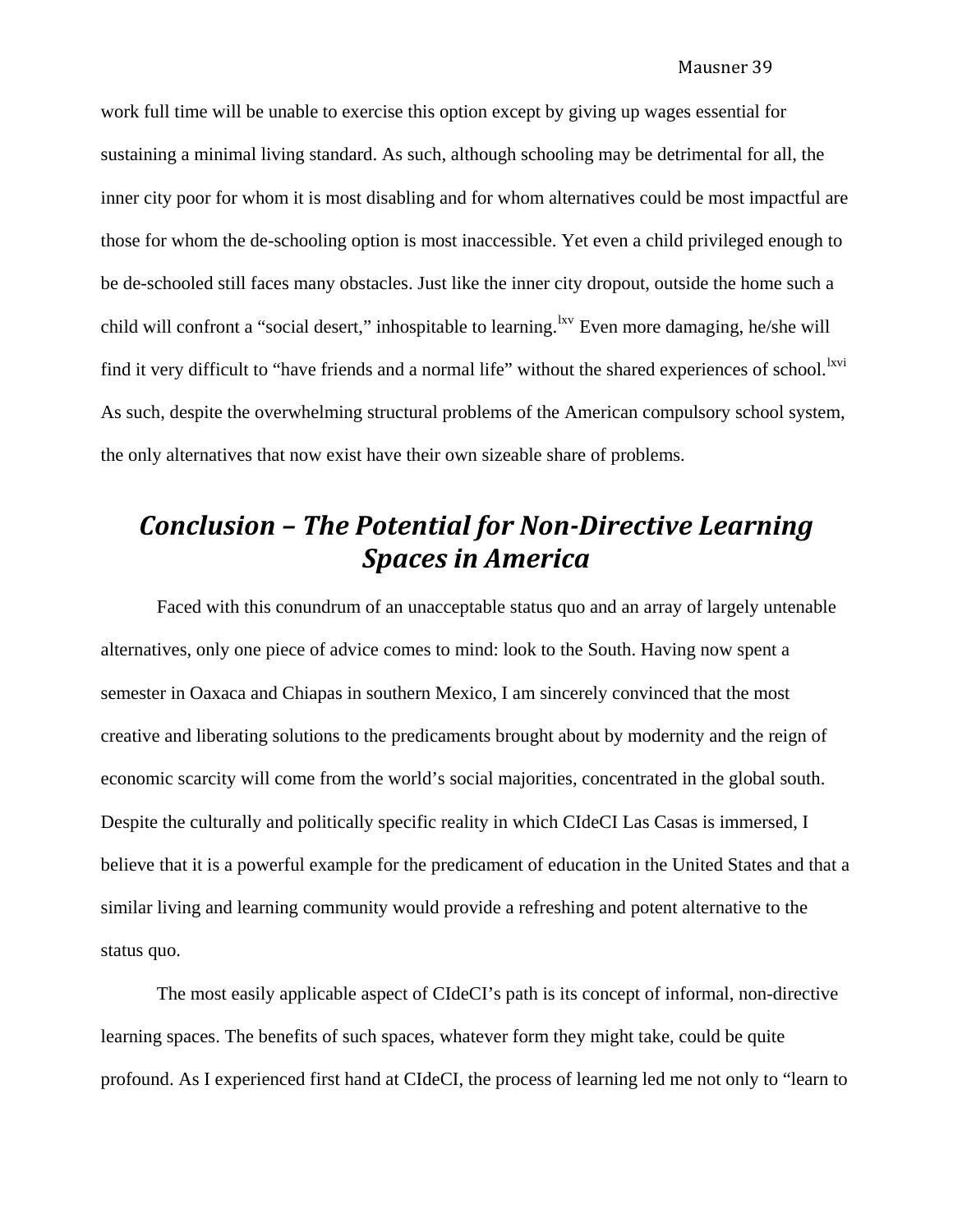work full time will be unable to exercise this option except by giving up wages essential for sustaining a minimal living standard. As such, although schooling may be detrimental for all, the inner city poor for whom it is most disabling and for whom alternatives could be most impactful are those for whom the de-schooling option is most inaccessible. Yet even a child privileged enough to be de-schooled still faces many obstacles. Just like the inner city dropout, outside the home such a child will confront a "social desert," inhospitable to learning.[lxv] Even more damaging, he/she will find it very difficult to "have friends and a normal life" without the shared experiences of school.[lxvi] As such, despite the overwhelming structural problems of the American compulsory school system, the only alternatives that now exist have their own sizeable share of problems.

## *Conclusion – The Potential for Non-Directive Learning Spaces in America*

Faced with this conundrum of an unacceptable status quo and an array of largely untenable alternatives, only one piece of advice comes to mind: look to the South. Having now spent a semester in Oaxaca and Chiapas in southern Mexico, I am sincerely convinced that the most creative and liberating solutions to the predicaments brought about by modernity and the reign of economic scarcity will come from the world's social majorities, concentrated in the global south. Despite the culturally and politically specific reality in which CIdeCI Las Casas is immersed, I believe that it is a powerful example for the predicament of education in the United States and that a similar living and learning community would provide a refreshing and potent alternative to the status quo.

The most easily applicable aspect of CIdeCI's path is its concept of informal, non-directive learning spaces. The benefits of such spaces, whatever form they might take, could be quite profound. As I experienced first hand at CIdeCI, the process of learning led me not only to "learn to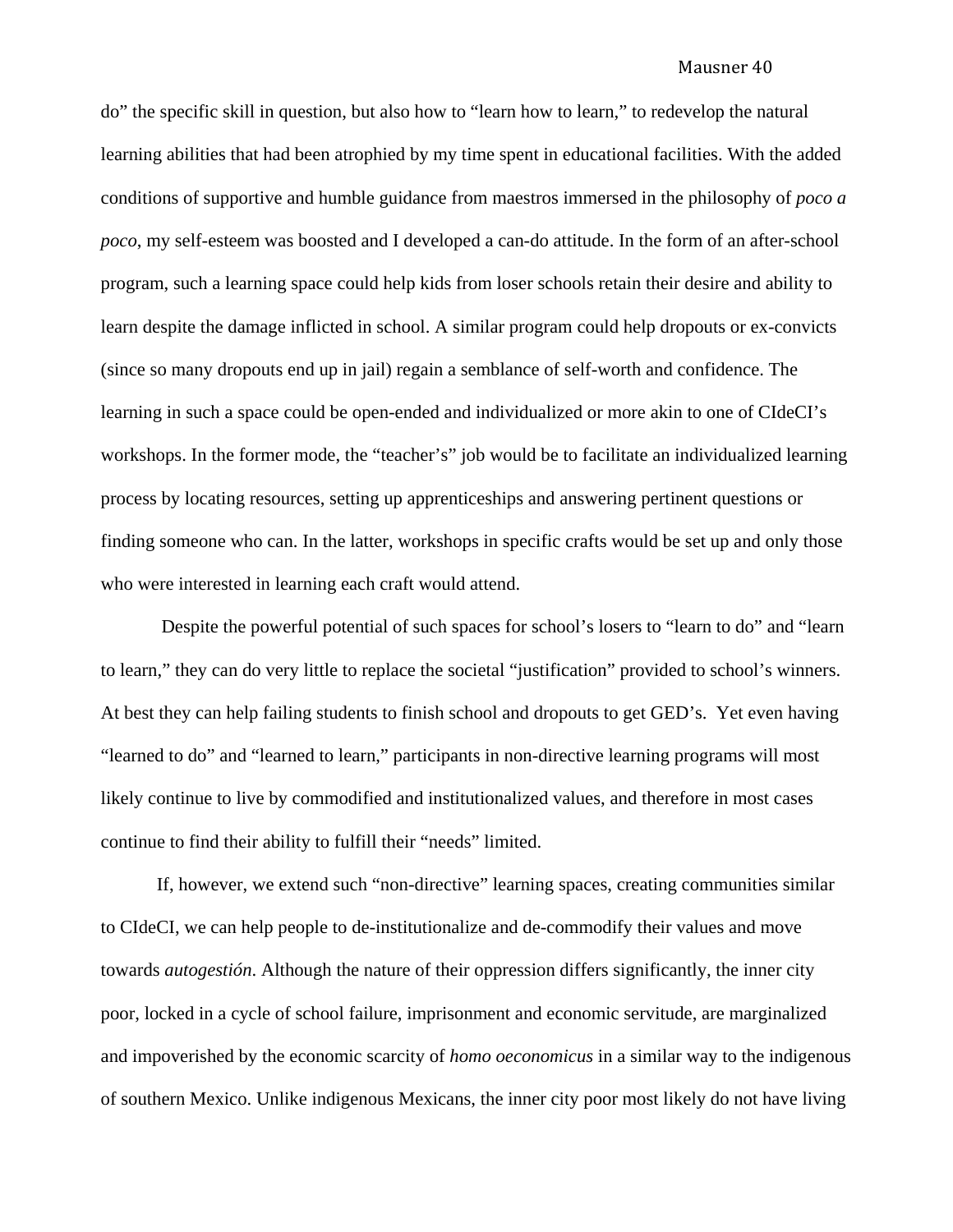do" the specific skill in question, but also how to "learn how to learn," to redevelop the natural learning abilities that had been atrophied by my time spent in educational facilities. With the added conditions of supportive and humble guidance from maestros immersed in the philosophy of *poco a poco*, my self-esteem was boosted and I developed a can-do attitude. In the form of an after-school program, such a learning space could help kids from loser schools retain their desire and ability to learn despite the damage inflicted in school. A similar program could help dropouts or ex-convicts (since so many dropouts end up in jail) regain a semblance of self-worth and confidence. The learning in such a space could be open-ended and individualized or more akin to one of CIdeCI's workshops. In the former mode, the "teacher's" job would be to facilitate an individualized learning process by locating resources, setting up apprenticeships and answering pertinent questions or finding someone who can. In the latter, workshops in specific crafts would be set up and only those who were interested in learning each craft would attend.

Despite the powerful potential of such spaces for school's losers to "learn to do" and "learn to learn," they can do very little to replace the societal "justification" provided to school's winners. At best they can help failing students to finish school and dropouts to get GED's. Yet even having "learned to do" and "learned to learn," participants in non-directive learning programs will most likely continue to live by commodified and institutionalized values, and therefore in most cases continue to find their ability to fulfill their "needs" limited.

If, however, we extend such "non-directive" learning spaces, creating communities similar to CIdeCI, we can help people to de-institutionalize and de-commodify their values and move towards *autogestión*. Although the nature of their oppression differs significantly, the inner city poor, locked in a cycle of school failure, imprisonment and economic servitude, are marginalized and impoverished by the economic scarcity of *homo oeconomicus* in a similar way to the indigenous of southern Mexico. Unlike indigenous Mexicans, the inner city poor most likely do not have living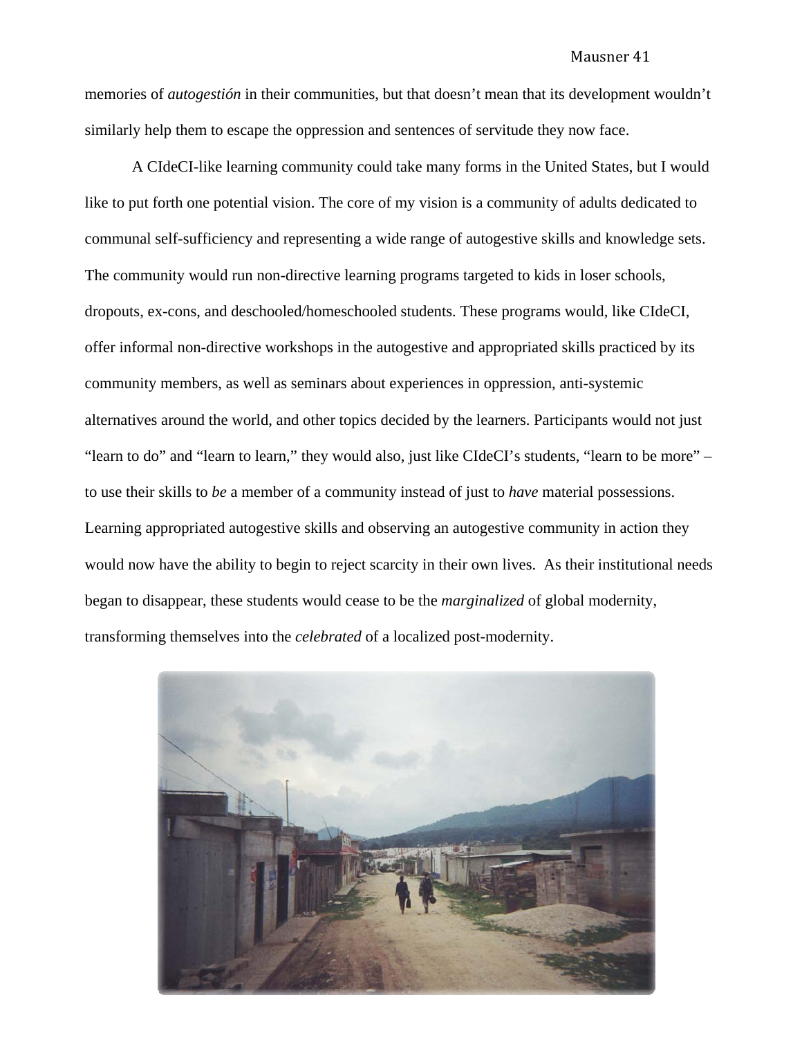memories of *autogestión* in their communities, but that doesn't mean that its development wouldn't similarly help them to escape the oppression and sentences of servitude they now face.

A CIdeCI-like learning community could take many forms in the United States, but I would like to put forth one potential vision. The core of my vision is a community of adults dedicated to communal self-sufficiency and representing a wide range of autogestive skills and knowledge sets. The community would run non-directive learning programs targeted to kids in loser schools, dropouts, ex-cons, and deschooled/homeschooled students. These programs would, like CIdeCI, offer informal non-directive workshops in the autogestive and appropriated skills practiced by its community members, as well as seminars about experiences in oppression, anti-systemic alternatives around the world, and other topics decided by the learners. Participants would not just "learn to do" and "learn to learn," they would also, just like CIdeCI's students, "learn to be more" – to use their skills to *be* a member of a community instead of just to *have* material possessions. Learning appropriated autogestive skills and observing an autogestive community in action they would now have the ability to begin to reject scarcity in their own lives. As their institutional needs began to disappear, these students would cease to be the *marginalized* of global modernity, transforming themselves into the *celebrated* of a localized post-modernity.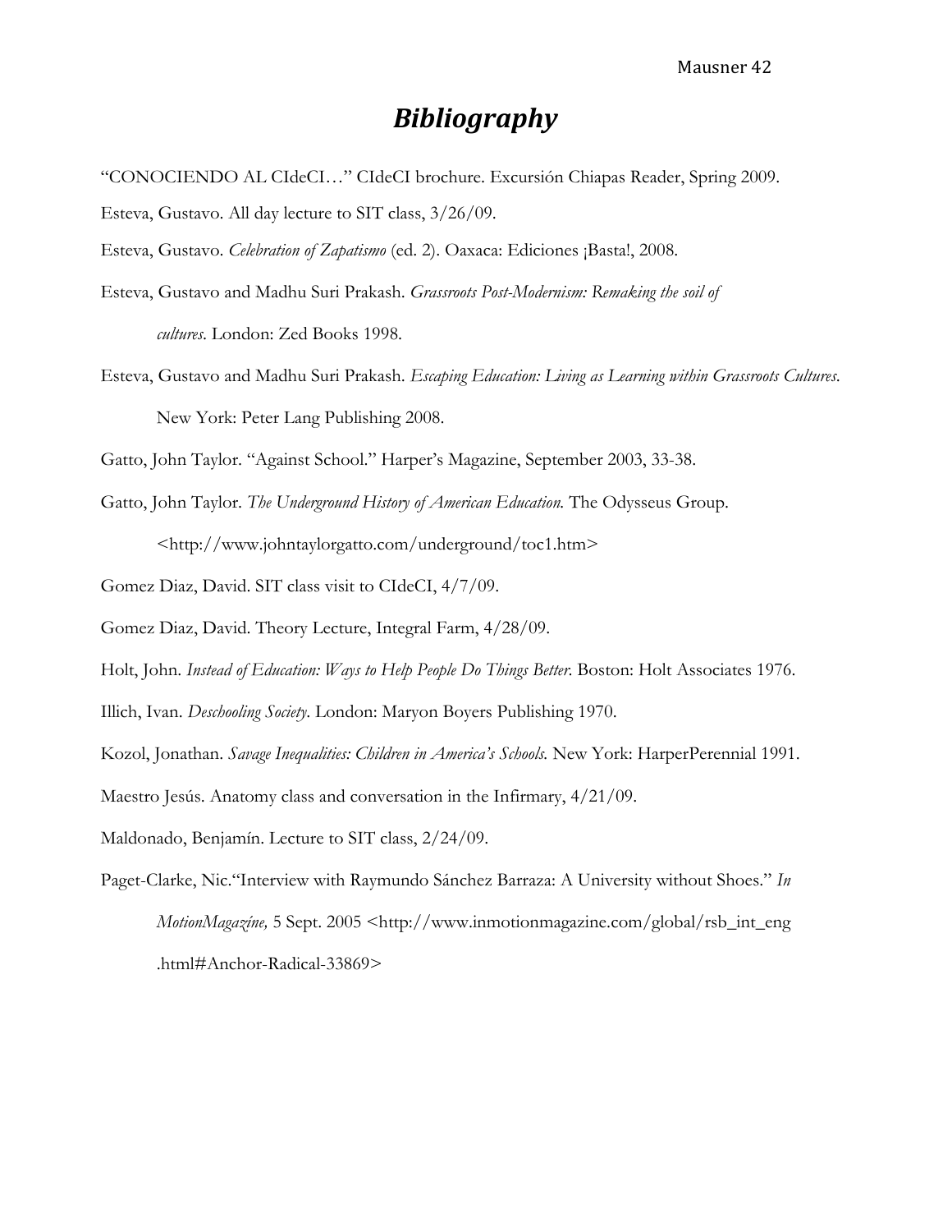# *Bibliography*

"CONOCIENDO AL CIdeCI…" CIdeCI brochure. Excursión Chiapas Reader, Spring 2009.

Esteva, Gustavo. All day lecture to SIT class, 3/26/09.

Esteva, Gustavo. *Celebration of Zapatismo* (ed. 2). Oaxaca: Ediciones ¡Basta!, 2008.

Esteva, Gustavo and Madhu Suri Prakash. *Grassroots Post-Modernism: Remaking the soil of cultures*. London: Zed Books 1998.

Esteva, Gustavo and Madhu Suri Prakash. *Escaping Education: Living as Learning within Grassroots Cultures*. New York: Peter Lang Publishing 2008.

Gatto, John Taylor. "Against School." Harper's Magazine, September 2003, 33-38.

Gatto, John Taylor. *The Underground History of American Education.* The Odysseus Group. <http://www.johntaylorgatto.com/underground/toc1.htm>

Gomez Diaz, David. SIT class visit to CIdeCI, 4/7/09.

Gomez Diaz, David. Theory Lecture, Integral Farm, 4/28/09.

Holt, John. *Instead of Education: Ways to Help People Do Things Better*. Boston: Holt Associates 1976.

Illich, Ivan. *Deschooling Society*. London: Maryon Boyers Publishing 1970.

Kozol, Jonathan. *Savage Inequalities: Children in America's Schools.* New York: HarperPerennial 1991.

Maestro Jesús. Anatomy class and conversation in the Infirmary, 4/21/09.

Maldonado, Benjamín. Lecture to SIT class, 2/24/09.

Paget-Clarke, Nic."Interview with Raymundo Sánchez Barraza: A University without Shoes." *In MotionMagazíne,* 5 Sept. 2005 <http://www.inmotionmagazine.com/global/rsb_int_eng .html#Anchor-Radical-33869>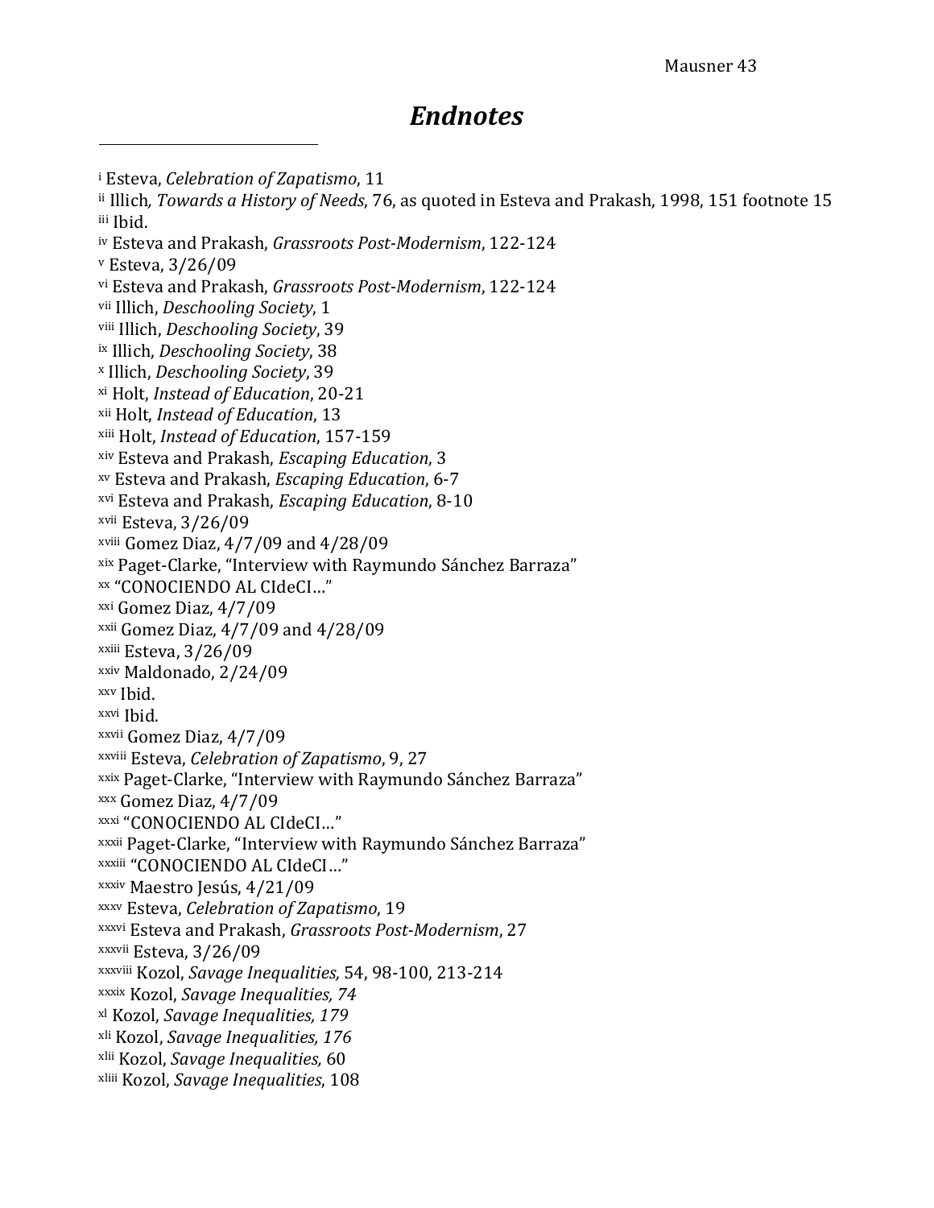# *Endnotes*

[i] Esteva, *Celebration of Zapatismo*, 11
[ii] Illich*, Towards a History of Needs*, 76, as quoted in Esteva and Prakash, 1998, 151 footnote 15
[iii] Ibid.
[iv] Esteva and Prakash, *Grassroots Post-Modernism*, 122-124
[v] Esteva, 3/26/09
[vi] Esteva and Prakash, *Grassroots Post-Modernism*, 122-124
[vii] Illich, *Deschooling Society*, 1
[viii] Illich, *Deschooling Society*, 39
[ix] Illich, *Deschooling Society*, 38
[x] Illich, *Deschooling Society*, 39
[xi] Holt, *Instead of Education*, 20-21
[xii] Holt, *Instead of Education*, 13
[xiii] Holt, *Instead of Education*, 157-159
[xiv] Esteva and Prakash, *Escaping Education*, 3
[xv] Esteva and Prakash, *Escaping Education*, 6-7
[xvi] Esteva and Prakash, *Escaping Education*, 8-10
[xvii] Esteva, 3/26/09
[xviii] Gomez Diaz, 4/7/09 and 4/28/09
[xix] Paget-Clarke, "Interview with Raymundo Sánchez Barraza"
[xx] "CONOCIENDO AL CIdeCI…"
[xxi] Gomez Diaz, 4/7/09
[xxii] Gomez Diaz, 4/7/09 and 4/28/09
[xxiii] Esteva, 3/26/09
[xxiv] Maldonado, 2/24/09
[xxv] Ibid.
[xxvi] Ibid.
[xxvii] Gomez Diaz, 4/7/09
[xxviii] Esteva, *Celebration of Zapatismo*, 9, 27
[xxix] Paget-Clarke, "Interview with Raymundo Sánchez Barraza"
[xxx] Gomez Diaz, 4/7/09
[xxxi] "CONOCIENDO AL CIdeCI…"
[xxxii] Paget-Clarke, "Interview with Raymundo Sánchez Barraza"
[xxxiii] "CONOCIENDO AL CIdeCI…"
[xxxiv] Maestro Jesús, 4/21/09
[xxxv] Esteva, *Celebration of Zapatismo*, 19
[xxxvi] Esteva and Prakash, *Grassroots Post-Modernism*, 27
[xxxvii] Esteva, 3/26/09
[xxxviii] Kozol, *Savage Inequalities,* 54, 98-100, 213-214
[xxxix] Kozol, *Savage Inequalities, 74*
[xl] Kozol, *Savage Inequalities, 179*
[xli] Kozol, *Savage Inequalities, 176*
[xlii] Kozol, *Savage Inequalities,* 60
[xliii] Kozol, *Savage Inequalities*, 108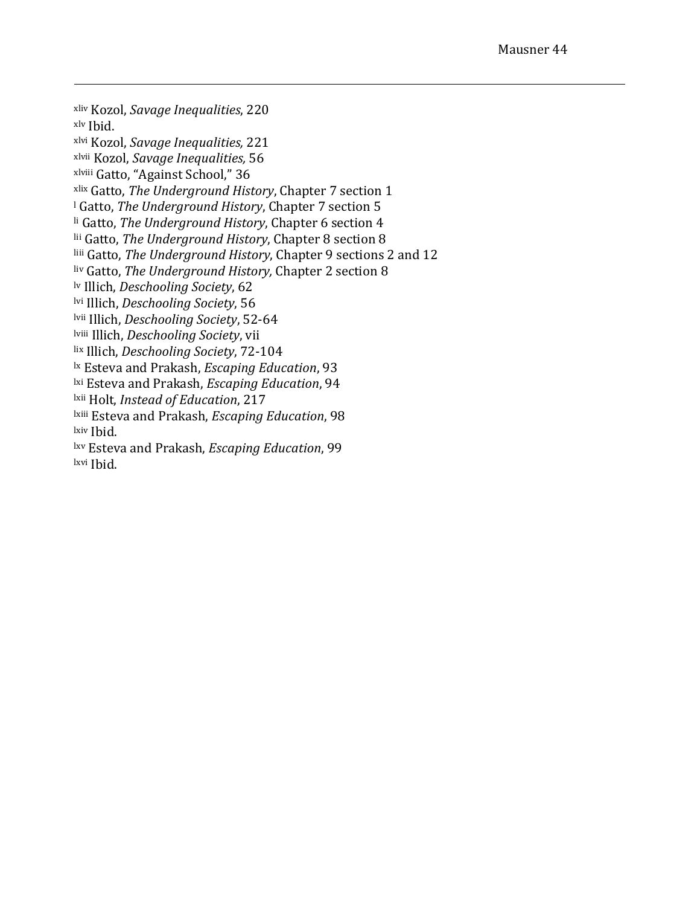[xliv] Kozol, *Savage Inequalities*, 220
[xlv] Ibid.
[xlvi] Kozol, *Savage Inequalities,* 221
[xlvii] Kozol, *Savage Inequalities,* 56
[xlviii] Gatto, "Against School," 36
[xlix] Gatto, *The Underground History*, Chapter 7 section 1
[l] Gatto, *The Underground History*, Chapter 7 section 5
[li] Gatto, *The Underground History*, Chapter 6 section 4
[lii] Gatto, *The Underground History*, Chapter 8 section 8
[liii] Gatto, *The Underground History*, Chapter 9 sections 2 and 12
[liv] Gatto, *The Underground History,* Chapter 2 section 8
[lv] Illich, *Deschooling Society*, 62
[lvi] Illich, *Deschooling Society*, 56
[lvii] Illich, *Deschooling Society*, 52-64
[lviii] Illich, *Deschooling Society*, vii
[lix] Illich, *Deschooling Society*, 72-104
[lx] Esteva and Prakash, *Escaping Education*, 93
[lxi] Esteva and Prakash, *Escaping Education*, 94
[lxii] Holt, *Instead of Education*, 217
[lxiii] Esteva and Prakash, *Escaping Education*, 98
[lxiv] Ibid.
[lxv] Esteva and Prakash, *Escaping Education*, 99
[lxvi] Ibid.